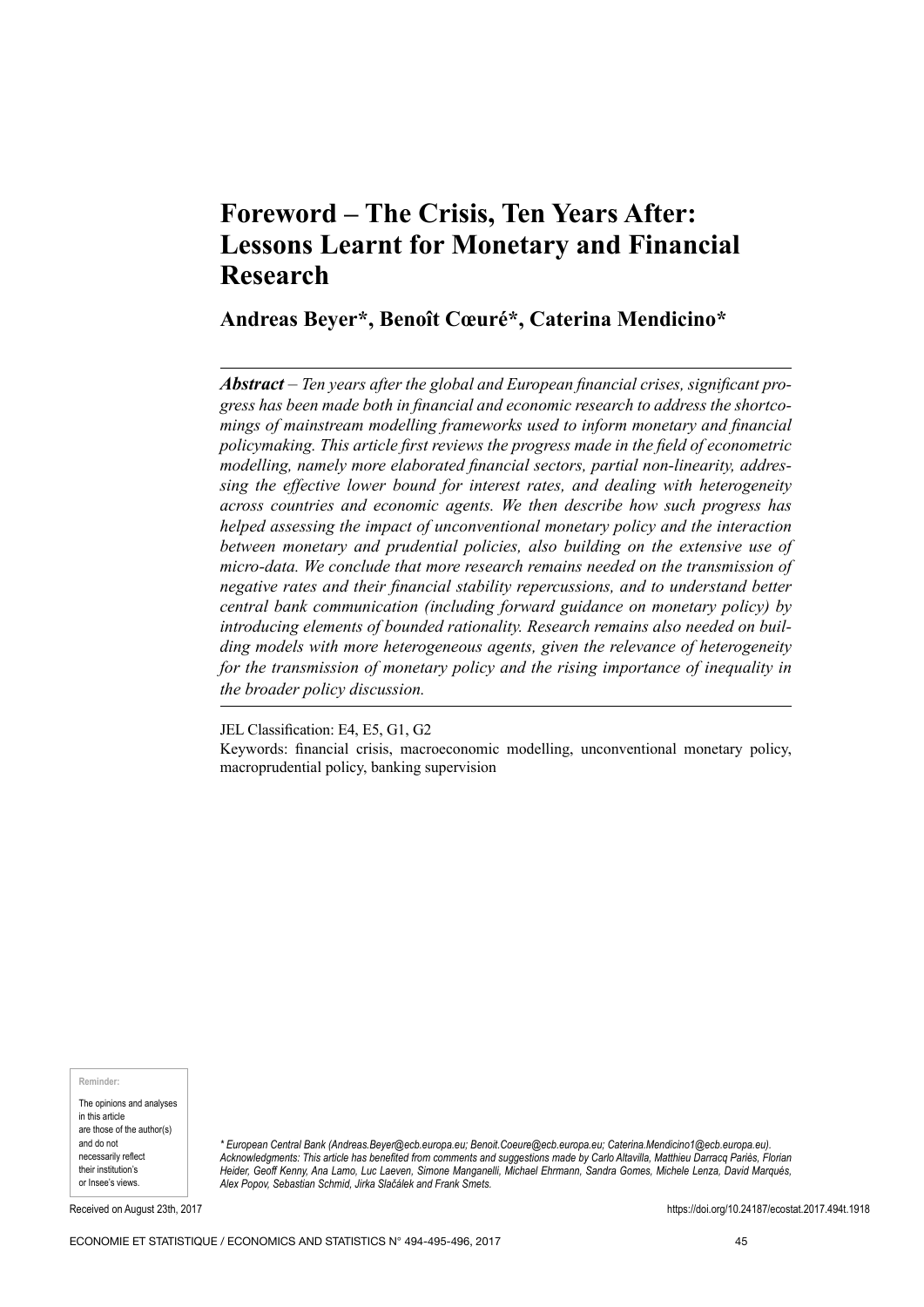# Foreword – The Crisis, Ten Years After: Lessons Learnt for Monetary and Financial Research

**Andreas Beyer\*, Benoît Cœuré\*, Caterina Mendicino\***

***Abstract*** *– Ten years after the global and European financial crises, significant progress has been made both in financial and economic research to address the shortcomings of mainstream modelling frameworks used to inform monetary and financial policymaking. This article first reviews the progress made in the field of econometric modelling, namely more elaborated financial sectors, partial non-linearity, addressing the effective lower bound for interest rates, and dealing with heterogeneity across countries and economic agents. We then describe how such progress has helped assessing the impact of unconventional monetary policy and the interaction between monetary and prudential policies, also building on the extensive use of micro-data. We conclude that more research remains needed on the transmission of negative rates and their financial stability repercussions, and to understand better central bank communication (including forward guidance on monetary policy) by introducing elements of bounded rationality. Research remains also needed on building models with more heterogeneous agents, given the relevance of heterogeneity for the transmission of monetary policy and the rising importance of inequality in the broader policy discussion.*

JEL Classification: E4, E5, G1, G2

Keywords: financial crisis, macroeconomic modelling, unconventional monetary policy, macroprudential policy, banking supervision

**Reminder:**

The opinions and analyses in this article are those of the author(s) and do not necessarily reflect their institution's or Insee's views.

*\* European Central Bank (Andreas.Beyer@ecb.europa.eu; Benoit.Coeure@ecb.europa.eu; Caterina.Mendicino1@ecb.europa.eu). Acknowledgments: This article has benefited from comments and suggestions made by Carlo Altavilla, Matthieu Darracq Pariès, Florian Heider, Geoff Kenny, Ana Lamo, Luc Laeven, Simone Manganelli, Michael Ehrmann, Sandra Gomes, Michele Lenza, David Marqués, Alex Popov, Sebastian Schmid, Jirka Slačálek and Frank Smets.*

Received on August 23th, 2017

https://doi.org/10.24187/ecostat.2017.494t.1918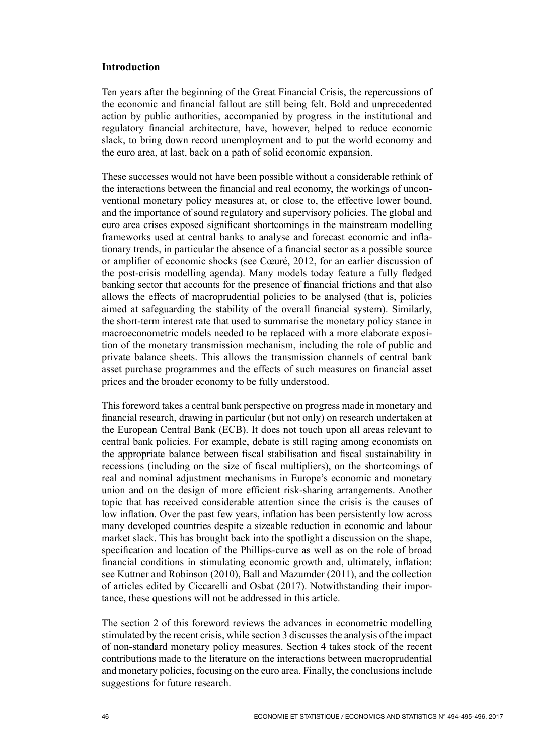## Introduction

Ten years after the beginning of the Great Financial Crisis, the repercussions of the economic and financial fallout are still being felt. Bold and unprecedented action by public authorities, accompanied by progress in the institutional and regulatory financial architecture, have, however, helped to reduce economic slack, to bring down record unemployment and to put the world economy and the euro area, at last, back on a path of solid economic expansion.

These successes would not have been possible without a considerable rethink of the interactions between the financial and real economy, the workings of unconventional monetary policy measures at, or close to, the effective lower bound, and the importance of sound regulatory and supervisory policies. The global and euro area crises exposed significant shortcomings in the mainstream modelling frameworks used at central banks to analyse and forecast economic and inflationary trends, in particular the absence of a financial sector as a possible source or amplifier of economic shocks (see Cœuré, 2012, for an earlier discussion of the post-crisis modelling agenda). Many models today feature a fully fledged banking sector that accounts for the presence of financial frictions and that also allows the effects of macroprudential policies to be analysed (that is, policies aimed at safeguarding the stability of the overall financial system). Similarly, the short-term interest rate that used to summarise the monetary policy stance in macroeconometric models needed to be replaced with a more elaborate exposition of the monetary transmission mechanism, including the role of public and private balance sheets. This allows the transmission channels of central bank asset purchase programmes and the effects of such measures on financial asset prices and the broader economy to be fully understood.

This foreword takes a central bank perspective on progress made in monetary and financial research, drawing in particular (but not only) on research undertaken at the European Central Bank (ECB). It does not touch upon all areas relevant to central bank policies. For example, debate is still raging among economists on the appropriate balance between fiscal stabilisation and fiscal sustainability in recessions (including on the size of fiscal multipliers), on the shortcomings of real and nominal adjustment mechanisms in Europe's economic and monetary union and on the design of more efficient risk-sharing arrangements. Another topic that has received considerable attention since the crisis is the causes of low inflation. Over the past few years, inflation has been persistently low across many developed countries despite a sizeable reduction in economic and labour market slack. This has brought back into the spotlight a discussion on the shape, specification and location of the Phillips-curve as well as on the role of broad financial conditions in stimulating economic growth and, ultimately, inflation: see Kuttner and Robinson (2010), Ball and Mazumder (2011), and the collection of articles edited by Ciccarelli and Osbat (2017). Notwithstanding their importance, these questions will not be addressed in this article.

The section 2 of this foreword reviews the advances in econometric modelling stimulated by the recent crisis, while section 3 discusses the analysis of the impact of non-standard monetary policy measures. Section 4 takes stock of the recent contributions made to the literature on the interactions between macroprudential and monetary policies, focusing on the euro area. Finally, the conclusions include suggestions for future research.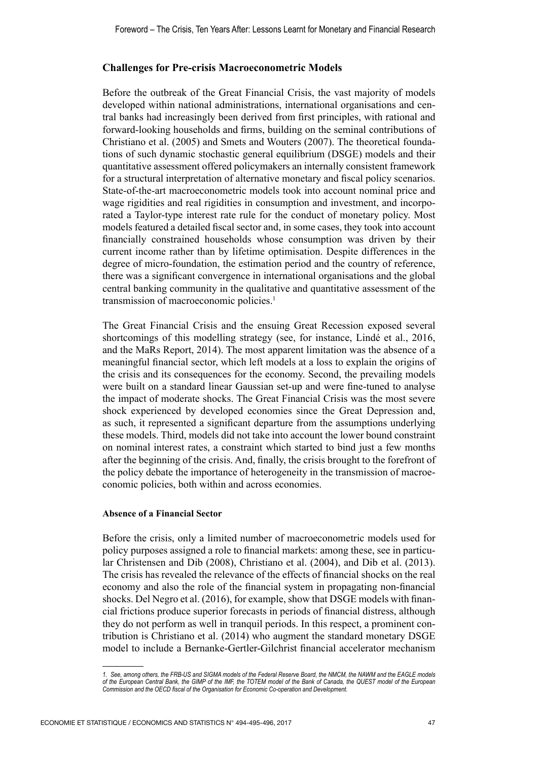## Challenges for Pre-crisis Macroeconometric Models

Before the outbreak of the Great Financial Crisis, the vast majority of models developed within national administrations, international organisations and central banks had increasingly been derived from first principles, with rational and forward-looking households and firms, building on the seminal contributions of Christiano et al. (2005) and Smets and Wouters (2007). The theoretical foundations of such dynamic stochastic general equilibrium (DSGE) models and their quantitative assessment offered policymakers an internally consistent framework for a structural interpretation of alternative monetary and fiscal policy scenarios. State-of-the-art macroeconometric models took into account nominal price and wage rigidities and real rigidities in consumption and investment, and incorporated a Taylor-type interest rate rule for the conduct of monetary policy. Most models featured a detailed fiscal sector and, in some cases, they took into account financially constrained households whose consumption was driven by their current income rather than by lifetime optimisation. Despite differences in the degree of micro-foundation, the estimation period and the country of reference, there was a significant convergence in international organisations and the global central banking community in the qualitative and quantitative assessment of the transmission of macroeconomic policies.[1]

The Great Financial Crisis and the ensuing Great Recession exposed several shortcomings of this modelling strategy (see, for instance, Lindé et al., 2016, and the MaRs Report, 2014). The most apparent limitation was the absence of a meaningful financial sector, which left models at a loss to explain the origins of the crisis and its consequences for the economy. Second, the prevailing models were built on a standard linear Gaussian set-up and were fine-tuned to analyse the impact of moderate shocks. The Great Financial Crisis was the most severe shock experienced by developed economies since the Great Depression and, as such, it represented a significant departure from the assumptions underlying these models. Third, models did not take into account the lower bound constraint on nominal interest rates, a constraint which started to bind just a few months after the beginning of the crisis. And, finally, the crisis brought to the forefront of the policy debate the importance of heterogeneity in the transmission of macroeconomic policies, both within and across economies.

### Absence of a Financial Sector

Before the crisis, only a limited number of macroeconometric models used for policy purposes assigned a role to financial markets: among these, see in particular Christensen and Dib (2008), Christiano et al. (2004), and Dib et al. (2013). The crisis has revealed the relevance of the effects of financial shocks on the real economy and also the role of the financial system in propagating non-financial shocks. Del Negro et al. (2016), for example, show that DSGE models with financial frictions produce superior forecasts in periods of financial distress, although they do not perform as well in tranquil periods. In this respect, a prominent contribution is Christiano et al. (2014) who augment the standard monetary DSGE model to include a Bernanke-Gertler-Gilchrist financial accelerator mechanism

*1. See, among others, the FRB-US and SIGMA models of the Federal Reserve Board, the NMCM, the NAWM and the EAGLE models of the European Central Bank, the GIMP of the IMF, the TOTEM model of the Bank of Canada, the QUEST model of the European Commission and the OECD fiscal of the Organisation for Economic Co-operation and Development.*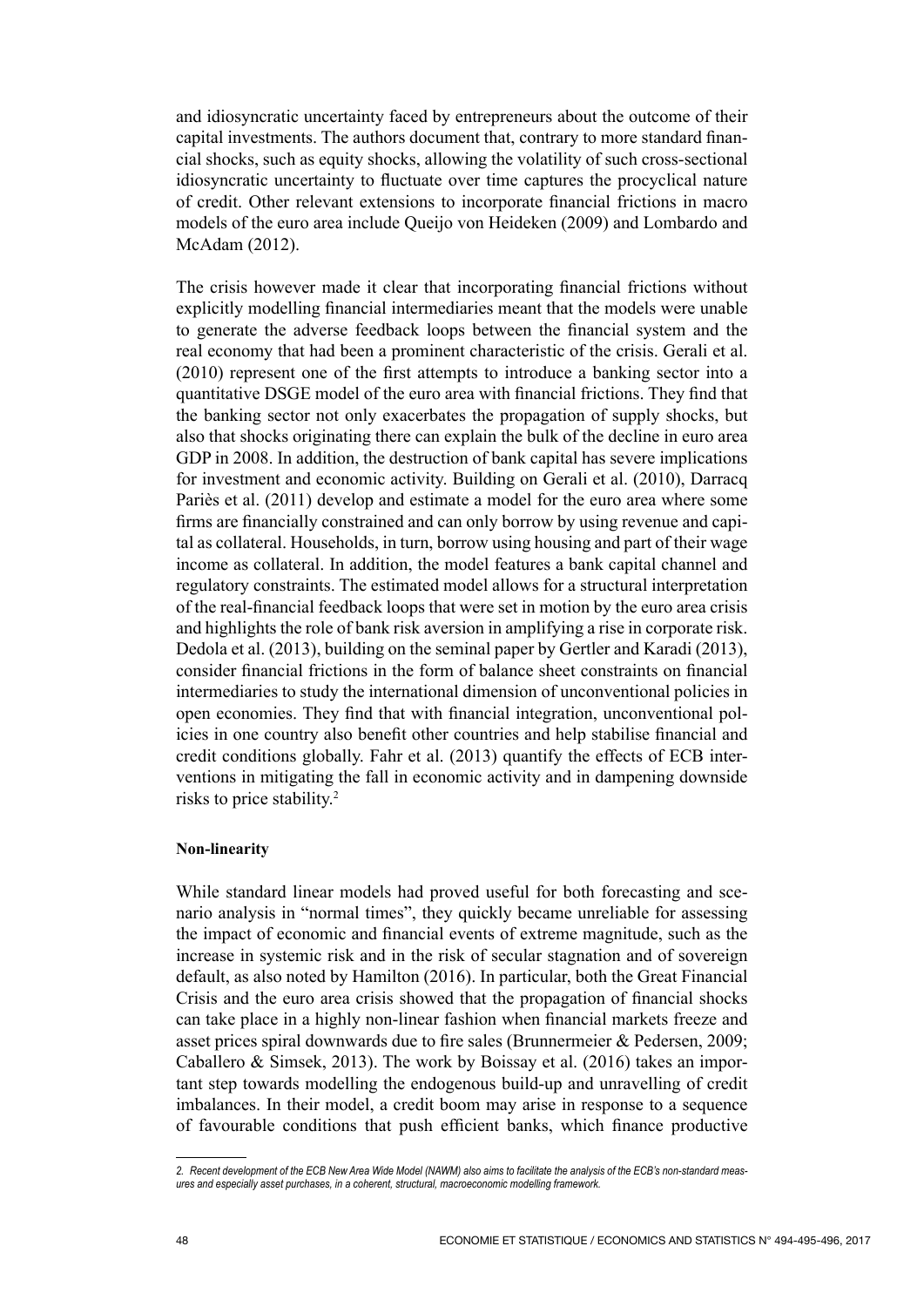and idiosyncratic uncertainty faced by entrepreneurs about the outcome of their capital investments. The authors document that, contrary to more standard financial shocks, such as equity shocks, allowing the volatility of such cross-sectional idiosyncratic uncertainty to fluctuate over time captures the procyclical nature of credit. Other relevant extensions to incorporate financial frictions in macro models of the euro area include Queijo von Heideken (2009) and Lombardo and McAdam (2012).

The crisis however made it clear that incorporating financial frictions without explicitly modelling financial intermediaries meant that the models were unable to generate the adverse feedback loops between the financial system and the real economy that had been a prominent characteristic of the crisis. Gerali et al. (2010) represent one of the first attempts to introduce a banking sector into a quantitative DSGE model of the euro area with financial frictions. They find that the banking sector not only exacerbates the propagation of supply shocks, but also that shocks originating there can explain the bulk of the decline in euro area GDP in 2008. In addition, the destruction of bank capital has severe implications for investment and economic activity. Building on Gerali et al. (2010), Darracq Pariès et al. (2011) develop and estimate a model for the euro area where some firms are financially constrained and can only borrow by using revenue and capital as collateral. Households, in turn, borrow using housing and part of their wage income as collateral. In addition, the model features a bank capital channel and regulatory constraints. The estimated model allows for a structural interpretation of the real-financial feedback loops that were set in motion by the euro area crisis and highlights the role of bank risk aversion in amplifying a rise in corporate risk. Dedola et al. (2013), building on the seminal paper by Gertler and Karadi (2013), consider financial frictions in the form of balance sheet constraints on financial intermediaries to study the international dimension of unconventional policies in open economies. They find that with financial integration, unconventional policies in one country also benefit other countries and help stabilise financial and credit conditions globally. Fahr et al. (2013) quantify the effects of ECB interventions in mitigating the fall in economic activity and in dampening downside risks to price stability.[2]

**Non-linearity**

While standard linear models had proved useful for both forecasting and scenario analysis in "normal times", they quickly became unreliable for assessing the impact of economic and financial events of extreme magnitude, such as the increase in systemic risk and in the risk of secular stagnation and of sovereign default, as also noted by Hamilton (2016). In particular, both the Great Financial Crisis and the euro area crisis showed that the propagation of financial shocks can take place in a highly non-linear fashion when financial markets freeze and asset prices spiral downwards due to fire sales (Brunnermeier & Pedersen, 2009; Caballero & Simsek, 2013). The work by Boissay et al. (2016) takes an important step towards modelling the endogenous build-up and unravelling of credit imbalances. In their model, a credit boom may arise in response to a sequence of favourable conditions that push efficient banks, which finance productive

*2. Recent development of the ECB New Area Wide Model (NAWM) also aims to facilitate the analysis of the ECB's non-standard measures and especially asset purchases, in a coherent, structural, macroeconomic modelling framework.*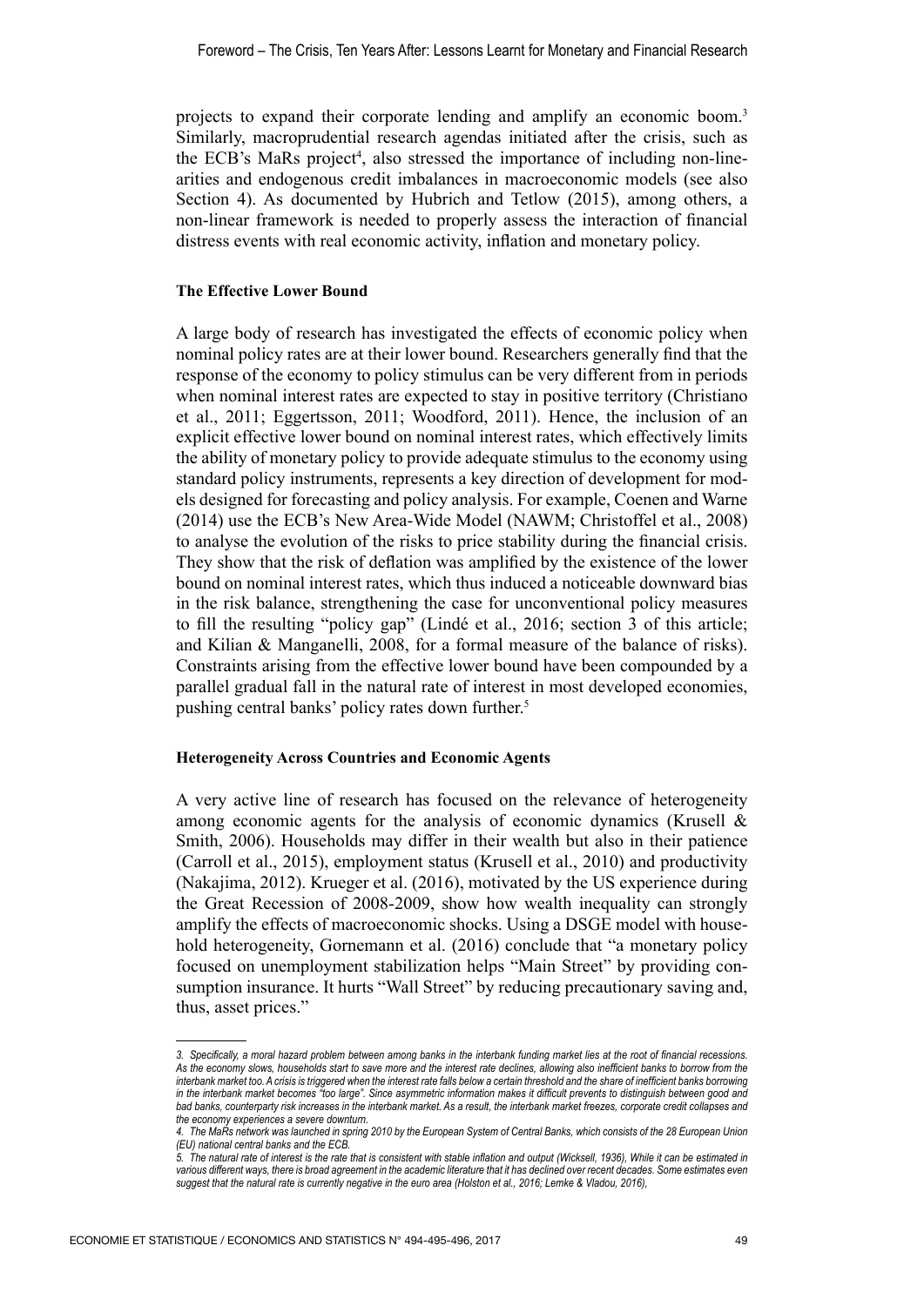projects to expand their corporate lending and amplify an economic boom.[3] Similarly, macroprudential research agendas initiated after the crisis, such as the ECB's MaRs project[4], also stressed the importance of including non-linearities and endogenous credit imbalances in macroeconomic models (see also Section 4). As documented by Hubrich and Tetlow (2015), among others, a non-linear framework is needed to properly assess the interaction of financial distress events with real economic activity, inflation and monetary policy.

**The Effective Lower Bound**

A large body of research has investigated the effects of economic policy when nominal policy rates are at their lower bound. Researchers generally find that the response of the economy to policy stimulus can be very different from in periods when nominal interest rates are expected to stay in positive territory (Christiano et al., 2011; Eggertsson, 2011; Woodford, 2011). Hence, the inclusion of an explicit effective lower bound on nominal interest rates, which effectively limits the ability of monetary policy to provide adequate stimulus to the economy using standard policy instruments, represents a key direction of development for models designed for forecasting and policy analysis. For example, Coenen and Warne (2014) use the ECB's New Area-Wide Model (NAWM; Christoffel et al., 2008) to analyse the evolution of the risks to price stability during the financial crisis. They show that the risk of deflation was amplified by the existence of the lower bound on nominal interest rates, which thus induced a noticeable downward bias in the risk balance, strengthening the case for unconventional policy measures to fill the resulting "policy gap" (Lindé et al., 2016; section 3 of this article; and Kilian & Manganelli, 2008, for a formal measure of the balance of risks). Constraints arising from the effective lower bound have been compounded by a parallel gradual fall in the natural rate of interest in most developed economies, pushing central banks' policy rates down further.[5]

**Heterogeneity Across Countries and Economic Agents**

A very active line of research has focused on the relevance of heterogeneity among economic agents for the analysis of economic dynamics (Krusell & Smith, 2006). Households may differ in their wealth but also in their patience (Carroll et al., 2015), employment status (Krusell et al., 2010) and productivity (Nakajima, 2012). Krueger et al. (2016), motivated by the US experience during the Great Recession of 2008-2009, show how wealth inequality can strongly amplify the effects of macroeconomic shocks. Using a DSGE model with household heterogeneity, Gornemann et al. (2016) conclude that "a monetary policy focused on unemployment stabilization helps "Main Street" by providing consumption insurance. It hurts "Wall Street" by reducing precautionary saving and, thus, asset prices."

---

*3. Specifically, a moral hazard problem between among banks in the interbank funding market lies at the root of financial recessions. As the economy slows, households start to save more and the interest rate declines, allowing also inefficient banks to borrow from the interbank market too. A crisis is triggered when the interest rate falls below a certain threshold and the share of inefficient banks borrowing in the interbank market becomes "too large". Since asymmetric information makes it difficult prevents to distinguish between good and bad banks, counterparty risk increases in the interbank market. As a result, the interbank market freezes, corporate credit collapses and the economy experiences a severe downturn.*

*4. The MaRs network was launched in spring 2010 by the European System of Central Banks, which consists of the 28 European Union (EU) national central banks and the ECB.*

*5. The natural rate of interest is the rate that is consistent with stable inflation and output (Wicksell, 1936), While it can be estimated in various different ways, there is broad agreement in the academic literature that it has declined over recent decades. Some estimates even suggest that the natural rate is currently negative in the euro area (Holston et al., 2016; Lemke & Vladou, 2016),*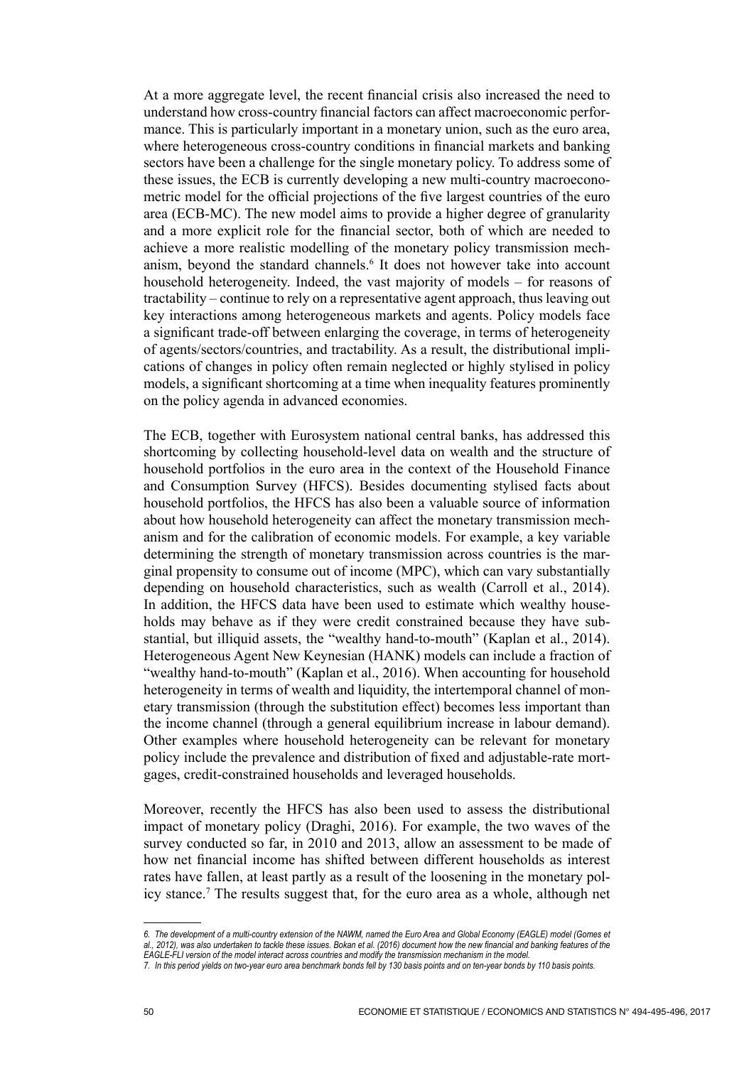At a more aggregate level, the recent financial crisis also increased the need to understand how cross-country financial factors can affect macroeconomic performance. This is particularly important in a monetary union, such as the euro area, where heterogeneous cross-country conditions in financial markets and banking sectors have been a challenge for the single monetary policy. To address some of these issues, the ECB is currently developing a new multi-country macroeconometric model for the official projections of the five largest countries of the euro area (ECB-MC). The new model aims to provide a higher degree of granularity and a more explicit role for the financial sector, both of which are needed to achieve a more realistic modelling of the monetary policy transmission mechanism, beyond the standard channels.[6] It does not however take into account household heterogeneity. Indeed, the vast majority of models – for reasons of tractability – continue to rely on a representative agent approach, thus leaving out key interactions among heterogeneous markets and agents. Policy models face a significant trade-off between enlarging the coverage, in terms of heterogeneity of agents/sectors/countries, and tractability. As a result, the distributional implications of changes in policy often remain neglected or highly stylised in policy models, a significant shortcoming at a time when inequality features prominently on the policy agenda in advanced economies.

The ECB, together with Eurosystem national central banks, has addressed this shortcoming by collecting household-level data on wealth and the structure of household portfolios in the euro area in the context of the Household Finance and Consumption Survey (HFCS). Besides documenting stylised facts about household portfolios, the HFCS has also been a valuable source of information about how household heterogeneity can affect the monetary transmission mechanism and for the calibration of economic models. For example, a key variable determining the strength of monetary transmission across countries is the marginal propensity to consume out of income (MPC), which can vary substantially depending on household characteristics, such as wealth (Carroll et al., 2014). In addition, the HFCS data have been used to estimate which wealthy households may behave as if they were credit constrained because they have substantial, but illiquid assets, the "wealthy hand-to-mouth" (Kaplan et al., 2014). Heterogeneous Agent New Keynesian (HANK) models can include a fraction of "wealthy hand-to-mouth" (Kaplan et al., 2016). When accounting for household heterogeneity in terms of wealth and liquidity, the intertemporal channel of monetary transmission (through the substitution effect) becomes less important than the income channel (through a general equilibrium increase in labour demand). Other examples where household heterogeneity can be relevant for monetary policy include the prevalence and distribution of fixed and adjustable-rate mortgages, credit-constrained households and leveraged households.

Moreover, recently the HFCS has also been used to assess the distributional impact of monetary policy (Draghi, 2016). For example, the two waves of the survey conducted so far, in 2010 and 2013, allow an assessment to be made of how net financial income has shifted between different households as interest rates have fallen, at least partly as a result of the loosening in the monetary policy stance.[7] The results suggest that, for the euro area as a whole, although net

*6. The development of a multi-country extension of the NAWM, named the Euro Area and Global Economy (EAGLE) model (Gomes et al., 2012), was also undertaken to tackle these issues. Bokan et al. (2016) document how the new financial and banking features of the EAGLE-FLI version of the model interact across countries and modify the transmission mechanism in the model.*

*7. In this period yields on two-year euro area benchmark bonds fell by 130 basis points and on ten-year bonds by 110 basis points.*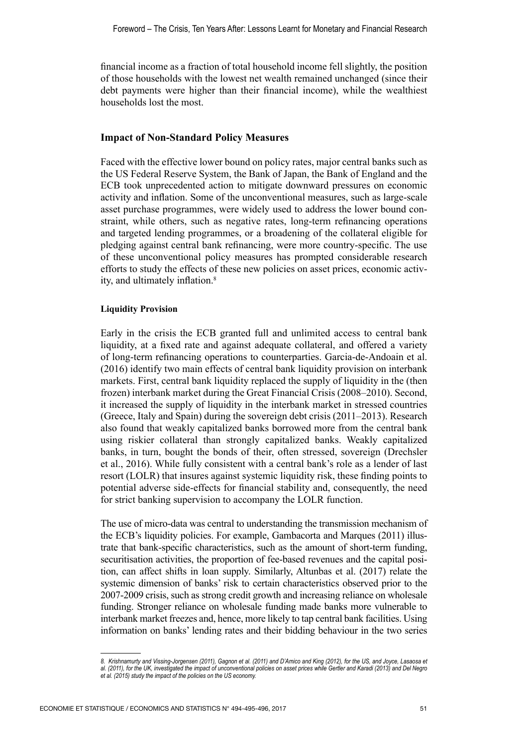financial income as a fraction of total household income fell slightly, the position of those households with the lowest net wealth remained unchanged (since their debt payments were higher than their financial income), while the wealthiest households lost the most.

## Impact of Non-Standard Policy Measures

Faced with the effective lower bound on policy rates, major central banks such as the US Federal Reserve System, the Bank of Japan, the Bank of England and the ECB took unprecedented action to mitigate downward pressures on economic activity and inflation. Some of the unconventional measures, such as large-scale asset purchase programmes, were widely used to address the lower bound constraint, while others, such as negative rates, long-term refinancing operations and targeted lending programmes, or a broadening of the collateral eligible for pledging against central bank refinancing, were more country-specific. The use of these unconventional policy measures has prompted considerable research efforts to study the effects of these new policies on asset prices, economic activity, and ultimately inflation.[8]

### Liquidity Provision

Early in the crisis the ECB granted full and unlimited access to central bank liquidity, at a fixed rate and against adequate collateral, and offered a variety of long-term refinancing operations to counterparties. Garcia-de-Andoain et al. (2016) identify two main effects of central bank liquidity provision on interbank markets. First, central bank liquidity replaced the supply of liquidity in the (then frozen) interbank market during the Great Financial Crisis (2008–2010). Second, it increased the supply of liquidity in the interbank market in stressed countries (Greece, Italy and Spain) during the sovereign debt crisis (2011–2013). Research also found that weakly capitalized banks borrowed more from the central bank using riskier collateral than strongly capitalized banks. Weakly capitalized banks, in turn, bought the bonds of their, often stressed, sovereign (Drechsler et al., 2016). While fully consistent with a central bank's role as a lender of last resort (LOLR) that insures against systemic liquidity risk, these finding points to potential adverse side-effects for financial stability and, consequently, the need for strict banking supervision to accompany the LOLR function.

The use of micro-data was central to understanding the transmission mechanism of the ECB's liquidity policies. For example, Gambacorta and Marques (2011) illustrate that bank-specific characteristics, such as the amount of short-term funding, securitisation activities, the proportion of fee-based revenues and the capital position, can affect shifts in loan supply. Similarly, Altunbas et al. (2017) relate the systemic dimension of banks' risk to certain characteristics observed prior to the 2007-2009 crisis, such as strong credit growth and increasing reliance on wholesale funding. Stronger reliance on wholesale funding made banks more vulnerable to interbank market freezes and, hence, more likely to tap central bank facilities. Using information on banks' lending rates and their bidding behaviour in the two series

---

*8. Krishnamurty and Vissing-Jorgensen (2011), Gagnon et al. (2011) and D'Amico and King (2012), for the US, and Joyce, Lasaosa et al. (2011), for the UK, investigated the impact of unconventional policies on asset prices while Gertler and Karadi (2013) and Del Negro et al. (2015) study the impact of the policies on the US economy.*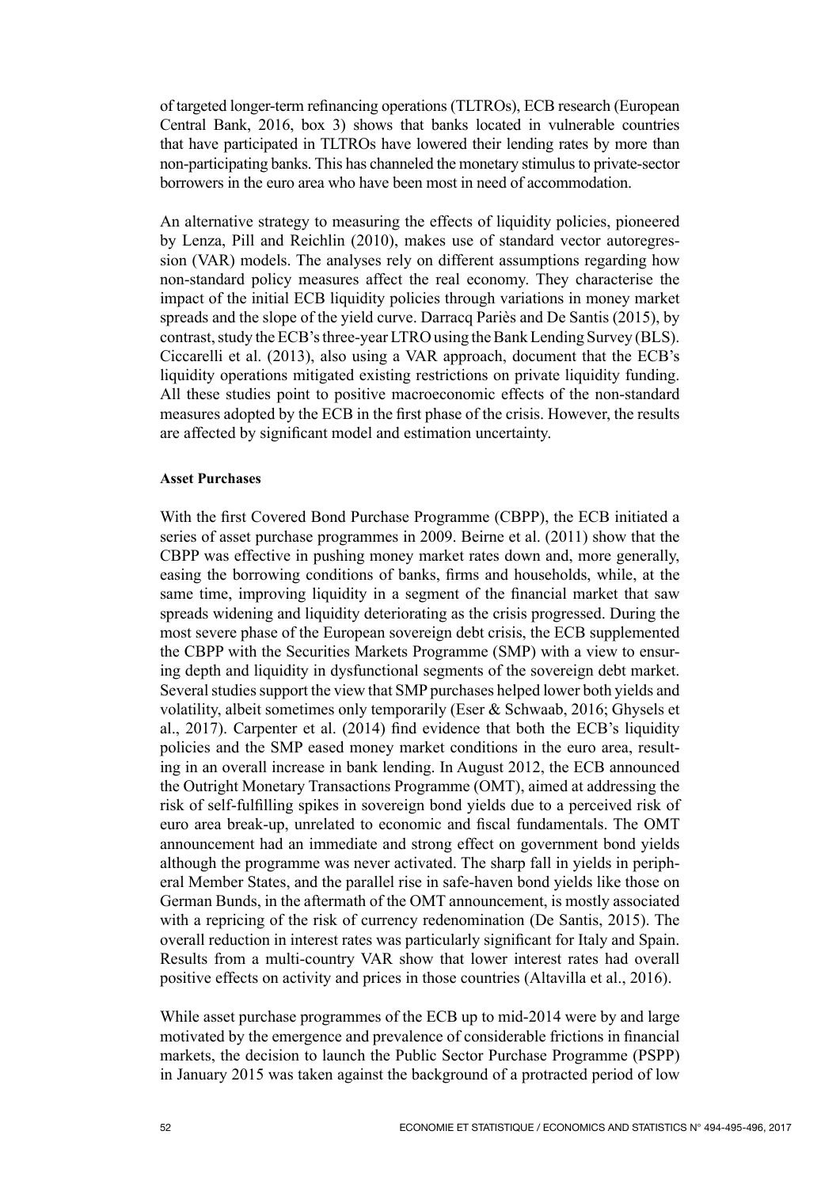of targeted longer-term refinancing operations (TLTROs), ECB research (European Central Bank, 2016, box 3) shows that banks located in vulnerable countries that have participated in TLTROs have lowered their lending rates by more than non-participating banks. This has channeled the monetary stimulus to private-sector borrowers in the euro area who have been most in need of accommodation.

An alternative strategy to measuring the effects of liquidity policies, pioneered by Lenza, Pill and Reichlin (2010), makes use of standard vector autoregression (VAR) models. The analyses rely on different assumptions regarding how non-standard policy measures affect the real economy. They characterise the impact of the initial ECB liquidity policies through variations in money market spreads and the slope of the yield curve. Darracq Pariès and De Santis (2015), by contrast, study the ECB's three-year LTRO using the Bank Lending Survey (BLS). Ciccarelli et al. (2013), also using a VAR approach, document that the ECB's liquidity operations mitigated existing restrictions on private liquidity funding. All these studies point to positive macroeconomic effects of the non-standard measures adopted by the ECB in the first phase of the crisis. However, the results are affected by significant model and estimation uncertainty.

#### Asset Purchases

With the first Covered Bond Purchase Programme (CBPP), the ECB initiated a series of asset purchase programmes in 2009. Beirne et al. (2011) show that the CBPP was effective in pushing money market rates down and, more generally, easing the borrowing conditions of banks, firms and households, while, at the same time, improving liquidity in a segment of the financial market that saw spreads widening and liquidity deteriorating as the crisis progressed. During the most severe phase of the European sovereign debt crisis, the ECB supplemented the CBPP with the Securities Markets Programme (SMP) with a view to ensuring depth and liquidity in dysfunctional segments of the sovereign debt market. Several studies support the view that SMP purchases helped lower both yields and volatility, albeit sometimes only temporarily (Eser & Schwaab, 2016; Ghysels et al., 2017). Carpenter et al. (2014) find evidence that both the ECB's liquidity policies and the SMP eased money market conditions in the euro area, resulting in an overall increase in bank lending. In August 2012, the ECB announced the Outright Monetary Transactions Programme (OMT), aimed at addressing the risk of self-fulfilling spikes in sovereign bond yields due to a perceived risk of euro area break-up, unrelated to economic and fiscal fundamentals. The OMT announcement had an immediate and strong effect on government bond yields although the programme was never activated. The sharp fall in yields in peripheral Member States, and the parallel rise in safe-haven bond yields like those on German Bunds, in the aftermath of the OMT announcement, is mostly associated with a repricing of the risk of currency redenomination (De Santis, 2015). The overall reduction in interest rates was particularly significant for Italy and Spain. Results from a multi-country VAR show that lower interest rates had overall positive effects on activity and prices in those countries (Altavilla et al., 2016).

While asset purchase programmes of the ECB up to mid-2014 were by and large motivated by the emergence and prevalence of considerable frictions in financial markets, the decision to launch the Public Sector Purchase Programme (PSPP) in January 2015 was taken against the background of a protracted period of low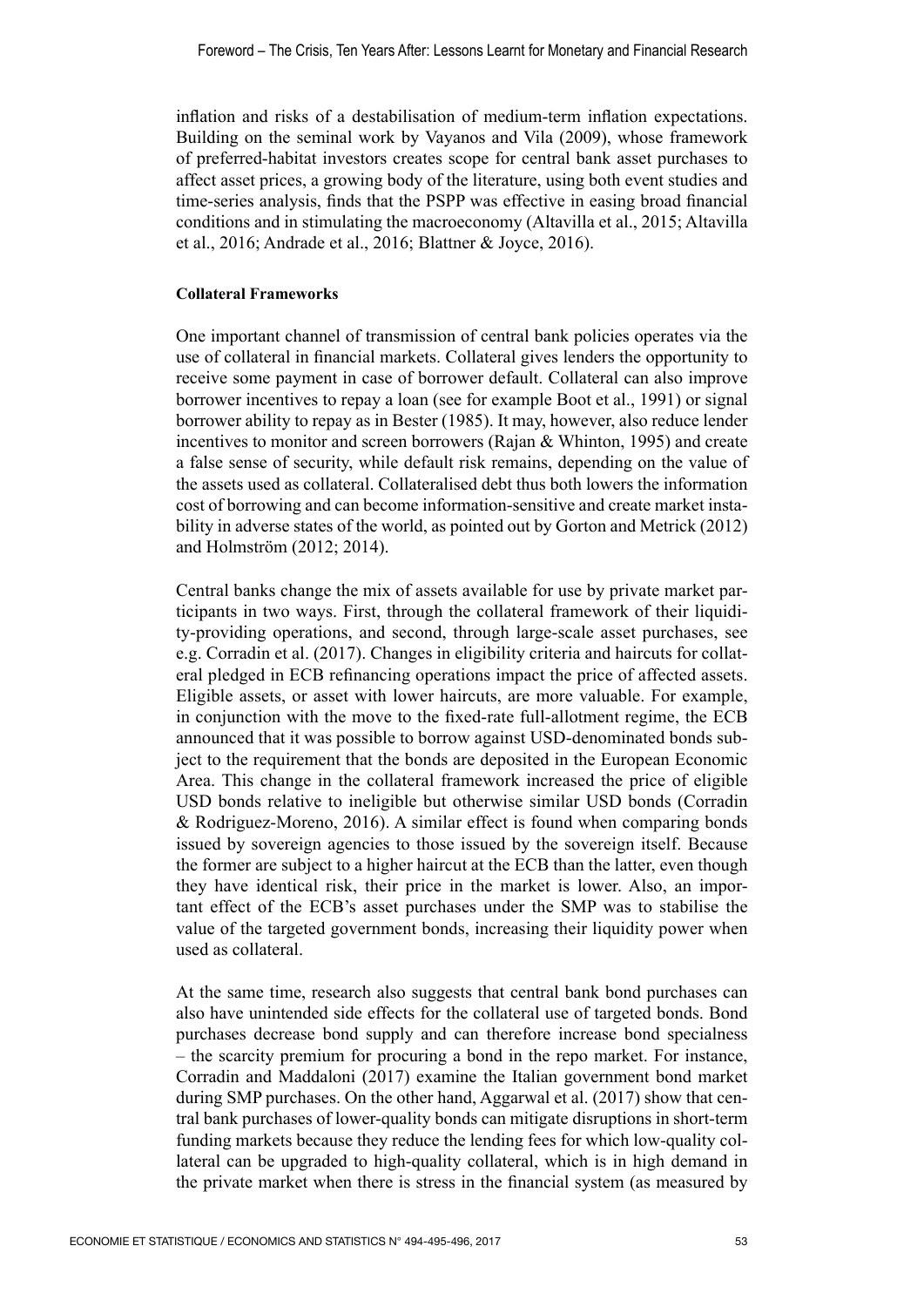inflation and risks of a destabilisation of medium-term inflation expectations. Building on the seminal work by Vayanos and Vila (2009), whose framework of preferred-habitat investors creates scope for central bank asset purchases to affect asset prices, a growing body of the literature, using both event studies and time-series analysis, finds that the PSPP was effective in easing broad financial conditions and in stimulating the macroeconomy (Altavilla et al., 2015; Altavilla et al., 2016; Andrade et al., 2016; Blattner & Joyce, 2016).

#### Collateral Frameworks

One important channel of transmission of central bank policies operates via the use of collateral in financial markets. Collateral gives lenders the opportunity to receive some payment in case of borrower default. Collateral can also improve borrower incentives to repay a loan (see for example Boot et al., 1991) or signal borrower ability to repay as in Bester (1985). It may, however, also reduce lender incentives to monitor and screen borrowers (Rajan & Whinton, 1995) and create a false sense of security, while default risk remains, depending on the value of the assets used as collateral. Collateralised debt thus both lowers the information cost of borrowing and can become information-sensitive and create market instability in adverse states of the world, as pointed out by Gorton and Metrick (2012) and Holmström (2012; 2014).

Central banks change the mix of assets available for use by private market participants in two ways. First, through the collateral framework of their liquidity-providing operations, and second, through large-scale asset purchases, see e.g. Corradin et al. (2017). Changes in eligibility criteria and haircuts for collateral pledged in ECB refinancing operations impact the price of affected assets. Eligible assets, or asset with lower haircuts, are more valuable. For example, in conjunction with the move to the fixed-rate full-allotment regime, the ECB announced that it was possible to borrow against USD-denominated bonds subject to the requirement that the bonds are deposited in the European Economic Area. This change in the collateral framework increased the price of eligible USD bonds relative to ineligible but otherwise similar USD bonds (Corradin & Rodriguez-Moreno, 2016). A similar effect is found when comparing bonds issued by sovereign agencies to those issued by the sovereign itself. Because the former are subject to a higher haircut at the ECB than the latter, even though they have identical risk, their price in the market is lower. Also, an important effect of the ECB's asset purchases under the SMP was to stabilise the value of the targeted government bonds, increasing their liquidity power when used as collateral.

At the same time, research also suggests that central bank bond purchases can also have unintended side effects for the collateral use of targeted bonds. Bond purchases decrease bond supply and can therefore increase bond specialness – the scarcity premium for procuring a bond in the repo market. For instance, Corradin and Maddaloni (2017) examine the Italian government bond market during SMP purchases. On the other hand, Aggarwal et al. (2017) show that central bank purchases of lower-quality bonds can mitigate disruptions in short-term funding markets because they reduce the lending fees for which low-quality collateral can be upgraded to high-quality collateral, which is in high demand in the private market when there is stress in the financial system (as measured by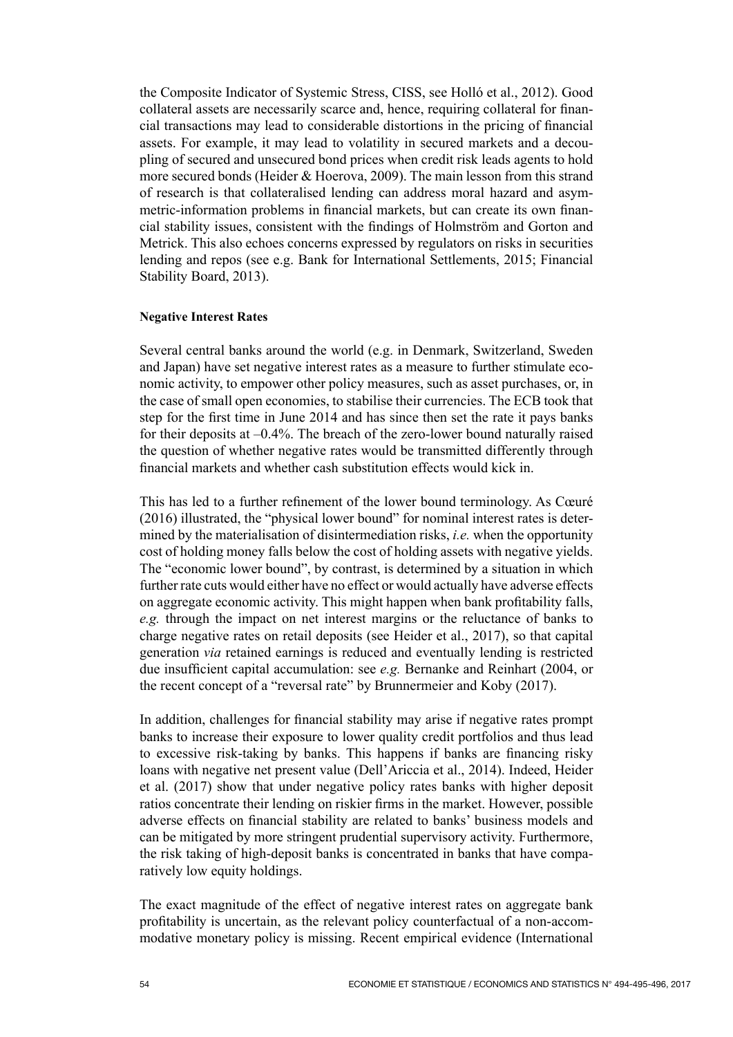the Composite Indicator of Systemic Stress, CISS, see Holló et al., 2012). Good collateral assets are necessarily scarce and, hence, requiring collateral for financial transactions may lead to considerable distortions in the pricing of financial assets. For example, it may lead to volatility in secured markets and a decoupling of secured and unsecured bond prices when credit risk leads agents to hold more secured bonds (Heider & Hoerova, 2009). The main lesson from this strand of research is that collateralised lending can address moral hazard and asymmetric-information problems in financial markets, but can create its own financial stability issues, consistent with the findings of Holmström and Gorton and Metrick. This also echoes concerns expressed by regulators on risks in securities lending and repos (see e.g. Bank for International Settlements, 2015; Financial Stability Board, 2013).

**Negative Interest Rates**

Several central banks around the world (e.g. in Denmark, Switzerland, Sweden and Japan) have set negative interest rates as a measure to further stimulate economic activity, to empower other policy measures, such as asset purchases, or, in the case of small open economies, to stabilise their currencies. The ECB took that step for the first time in June 2014 and has since then set the rate it pays banks for their deposits at –0.4%. The breach of the zero-lower bound naturally raised the question of whether negative rates would be transmitted differently through financial markets and whether cash substitution effects would kick in.

This has led to a further refinement of the lower bound terminology. As Cœuré (2016) illustrated, the "physical lower bound" for nominal interest rates is determined by the materialisation of disintermediation risks, *i.e.* when the opportunity cost of holding money falls below the cost of holding assets with negative yields. The "economic lower bound", by contrast, is determined by a situation in which further rate cuts would either have no effect or would actually have adverse effects on aggregate economic activity. This might happen when bank profitability falls, *e.g.* through the impact on net interest margins or the reluctance of banks to charge negative rates on retail deposits (see Heider et al., 2017), so that capital generation *via* retained earnings is reduced and eventually lending is restricted due insufficient capital accumulation: see *e.g.* Bernanke and Reinhart (2004, or the recent concept of a "reversal rate" by Brunnermeier and Koby (2017).

In addition, challenges for financial stability may arise if negative rates prompt banks to increase their exposure to lower quality credit portfolios and thus lead to excessive risk-taking by banks. This happens if banks are financing risky loans with negative net present value (Dell'Ariccia et al., 2014). Indeed, Heider et al. (2017) show that under negative policy rates banks with higher deposit ratios concentrate their lending on riskier firms in the market. However, possible adverse effects on financial stability are related to banks' business models and can be mitigated by more stringent prudential supervisory activity. Furthermore, the risk taking of high-deposit banks is concentrated in banks that have comparatively low equity holdings.

The exact magnitude of the effect of negative interest rates on aggregate bank profitability is uncertain, as the relevant policy counterfactual of a non-accommodative monetary policy is missing. Recent empirical evidence (International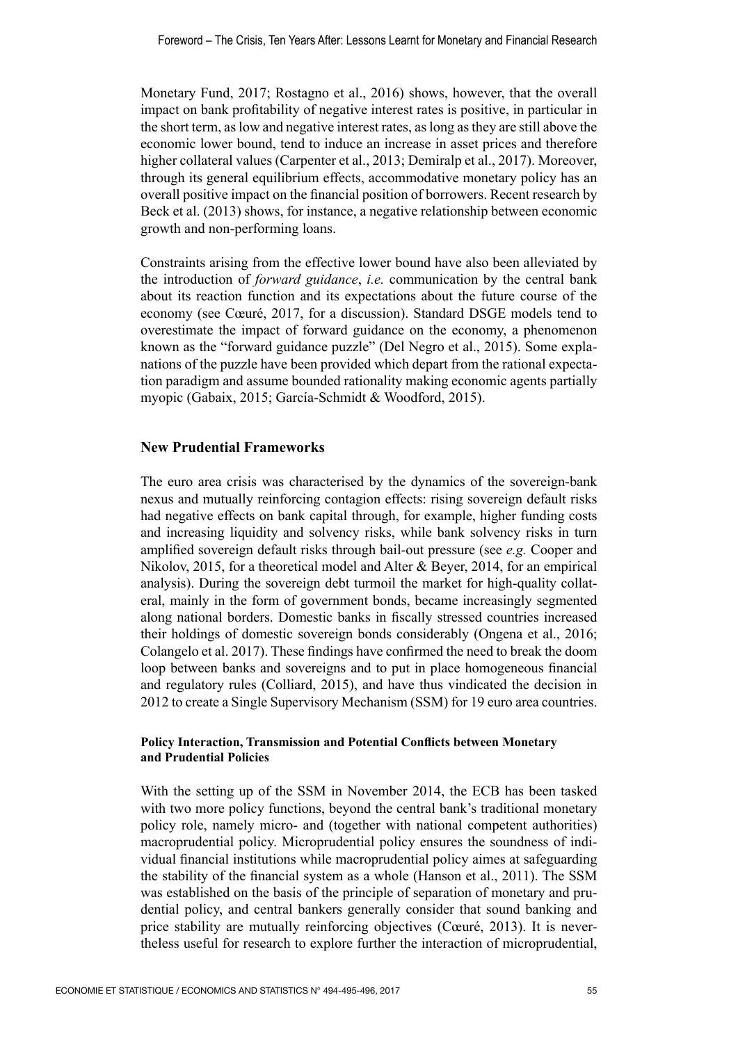Monetary Fund, 2017; Rostagno et al., 2016) shows, however, that the overall impact on bank profitability of negative interest rates is positive, in particular in the short term, as low and negative interest rates, as long as they are still above the economic lower bound, tend to induce an increase in asset prices and therefore higher collateral values (Carpenter et al., 2013; Demiralp et al., 2017). Moreover, through its general equilibrium effects, accommodative monetary policy has an overall positive impact on the financial position of borrowers. Recent research by Beck et al. (2013) shows, for instance, a negative relationship between economic growth and non-performing loans.

Constraints arising from the effective lower bound have also been alleviated by the introduction of *forward guidance*, *i.e.* communication by the central bank about its reaction function and its expectations about the future course of the economy (see Cœuré, 2017, for a discussion). Standard DSGE models tend to overestimate the impact of forward guidance on the economy, a phenomenon known as the "forward guidance puzzle" (Del Negro et al., 2015). Some explanations of the puzzle have been provided which depart from the rational expectation paradigm and assume bounded rationality making economic agents partially myopic (Gabaix, 2015; García-Schmidt & Woodford, 2015).

## New Prudential Frameworks

The euro area crisis was characterised by the dynamics of the sovereign-bank nexus and mutually reinforcing contagion effects: rising sovereign default risks had negative effects on bank capital through, for example, higher funding costs and increasing liquidity and solvency risks, while bank solvency risks in turn amplified sovereign default risks through bail-out pressure (see *e.g.* Cooper and Nikolov, 2015, for a theoretical model and Alter & Beyer, 2014, for an empirical analysis). During the sovereign debt turmoil the market for high-quality collateral, mainly in the form of government bonds, became increasingly segmented along national borders. Domestic banks in fiscally stressed countries increased their holdings of domestic sovereign bonds considerably (Ongena et al., 2016; Colangelo et al. 2017). These findings have confirmed the need to break the doom loop between banks and sovereigns and to put in place homogeneous financial and regulatory rules (Colliard, 2015), and have thus vindicated the decision in 2012 to create a Single Supervisory Mechanism (SSM) for 19 euro area countries.

### Policy Interaction, Transmission and Potential Conflicts between Monetary and Prudential Policies

With the setting up of the SSM in November 2014, the ECB has been tasked with two more policy functions, beyond the central bank's traditional monetary policy role, namely micro- and (together with national competent authorities) macroprudential policy. Microprudential policy ensures the soundness of individual financial institutions while macroprudential policy aimes at safeguarding the stability of the financial system as a whole (Hanson et al., 2011). The SSM was established on the basis of the principle of separation of monetary and prudential policy, and central bankers generally consider that sound banking and price stability are mutually reinforcing objectives (Cœuré, 2013). It is nevertheless useful for research to explore further the interaction of microprudential,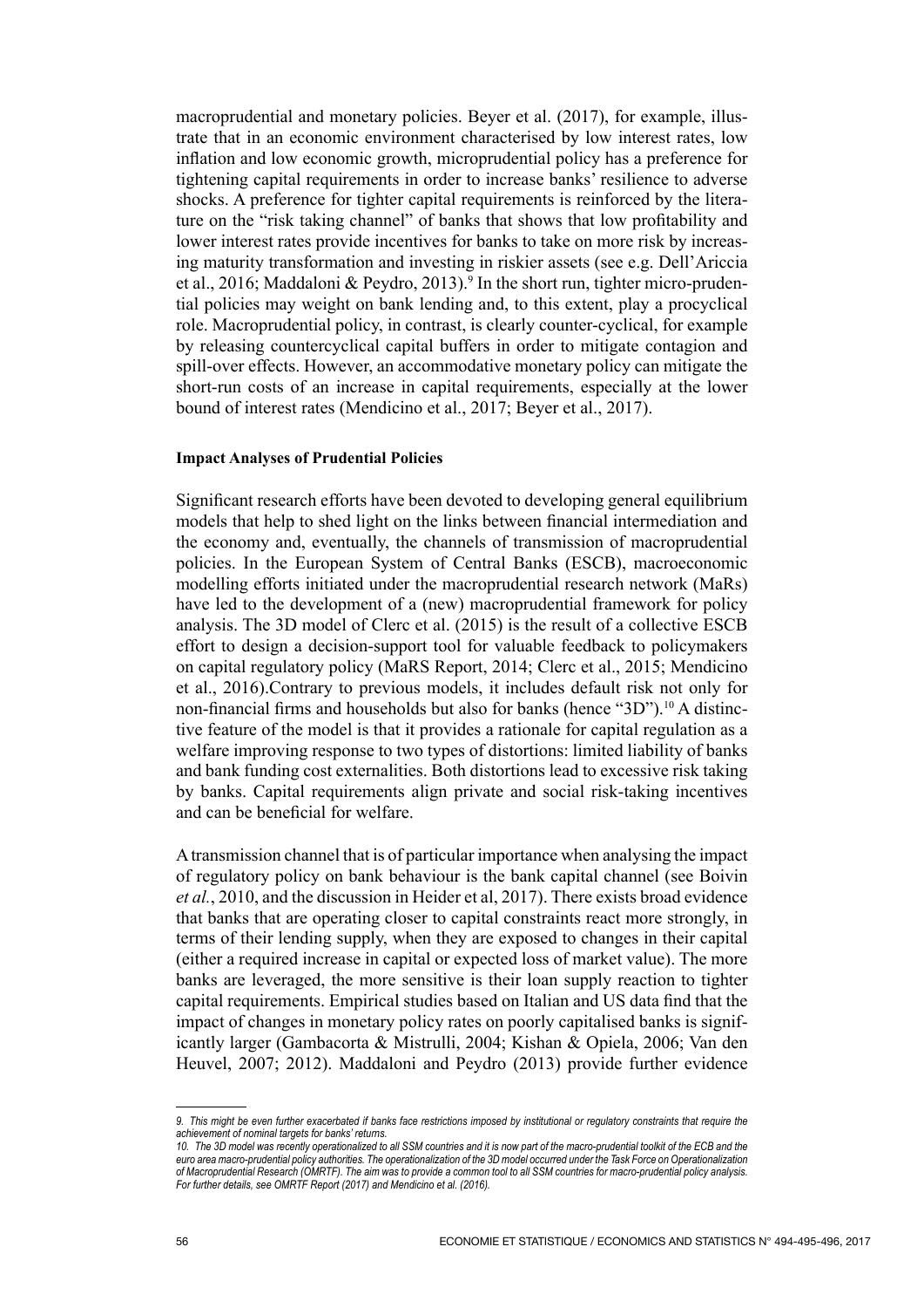macroprudential and monetary policies. Beyer et al. (2017), for example, illustrate that in an economic environment characterised by low interest rates, low inflation and low economic growth, microprudential policy has a preference for tightening capital requirements in order to increase banks' resilience to adverse shocks. A preference for tighter capital requirements is reinforced by the literature on the "risk taking channel" of banks that shows that low profitability and lower interest rates provide incentives for banks to take on more risk by increasing maturity transformation and investing in riskier assets (see e.g. Dell'Ariccia et al., 2016; Maddaloni & Peydro, 2013).[9] In the short run, tighter micro-prudential policies may weight on bank lending and, to this extent, play a procyclical role. Macroprudential policy, in contrast, is clearly counter-cyclical, for example by releasing countercyclical capital buffers in order to mitigate contagion and spill-over effects. However, an accommodative monetary policy can mitigate the short-run costs of an increase in capital requirements, especially at the lower bound of interest rates (Mendicino et al., 2017; Beyer et al., 2017).

**Impact Analyses of Prudential Policies**

Significant research efforts have been devoted to developing general equilibrium models that help to shed light on the links between financial intermediation and the economy and, eventually, the channels of transmission of macroprudential policies. In the European System of Central Banks (ESCB), macroeconomic modelling efforts initiated under the macroprudential research network (MaRs) have led to the development of a (new) macroprudential framework for policy analysis. The 3D model of Clerc et al. (2015) is the result of a collective ESCB effort to design a decision-support tool for valuable feedback to policymakers on capital regulatory policy (MaRS Report, 2014; Clerc et al., 2015; Mendicino et al., 2016).Contrary to previous models, it includes default risk not only for non-financial firms and households but also for banks (hence "3D").[10] A distinctive feature of the model is that it provides a rationale for capital regulation as a welfare improving response to two types of distortions: limited liability of banks and bank funding cost externalities. Both distortions lead to excessive risk taking by banks. Capital requirements align private and social risk-taking incentives and can be beneficial for welfare.

A transmission channel that is of particular importance when analysing the impact of regulatory policy on bank behaviour is the bank capital channel (see Boivin *et al.*, 2010, and the discussion in Heider et al, 2017). There exists broad evidence that banks that are operating closer to capital constraints react more strongly, in terms of their lending supply, when they are exposed to changes in their capital (either a required increase in capital or expected loss of market value). The more banks are leveraged, the more sensitive is their loan supply reaction to tighter capital requirements. Empirical studies based on Italian and US data find that the impact of changes in monetary policy rates on poorly capitalised banks is significantly larger (Gambacorta & Mistrulli, 2004; Kishan & Opiela, 2006; Van den Heuvel, 2007; 2012). Maddaloni and Peydro (2013) provide further evidence

---

*9. This might be even further exacerbated if banks face restrictions imposed by institutional or regulatory constraints that require the achievement of nominal targets for banks' returns.*

*10. The 3D model was recently operationalized to all SSM countries and it is now part of the macro-prudential toolkit of the ECB and the euro area macro-prudential policy authorities. The operationalization of the 3D model occurred under the Task Force on Operationalization of Macroprudential Research (OMRTF). The aim was to provide a common tool to all SSM countries for macro-prudential policy analysis. For further details, see OMRTF Report (2017) and Mendicino et al. (2016).*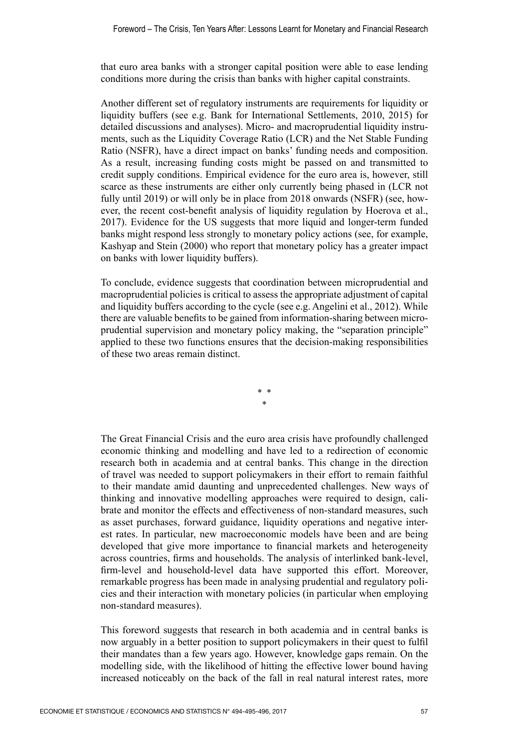that euro area banks with a stronger capital position were able to ease lending conditions more during the crisis than banks with higher capital constraints.

Another different set of regulatory instruments are requirements for liquidity or liquidity buffers (see e.g. Bank for International Settlements, 2010, 2015) for detailed discussions and analyses). Micro- and macroprudential liquidity instruments, such as the Liquidity Coverage Ratio (LCR) and the Net Stable Funding Ratio (NSFR), have a direct impact on banks' funding needs and composition. As a result, increasing funding costs might be passed on and transmitted to credit supply conditions. Empirical evidence for the euro area is, however, still scarce as these instruments are either only currently being phased in (LCR not fully until 2019) or will only be in place from 2018 onwards (NSFR) (see, however, the recent cost-benefit analysis of liquidity regulation by Hoerova et al., 2017). Evidence for the US suggests that more liquid and longer-term funded banks might respond less strongly to monetary policy actions (see, for example, Kashyap and Stein (2000) who report that monetary policy has a greater impact on banks with lower liquidity buffers).

To conclude, evidence suggests that coordination between microprudential and macroprudential policies is critical to assess the appropriate adjustment of capital and liquidity buffers according to the cycle (see e.g. Angelini et al., 2012). While there are valuable benefits to be gained from information-sharing between microprudential supervision and monetary policy making, the "separation principle" applied to these two functions ensures that the decision-making responsibilities of these two areas remain distinct.

\* \*
\*

The Great Financial Crisis and the euro area crisis have profoundly challenged economic thinking and modelling and have led to a redirection of economic research both in academia and at central banks. This change in the direction of travel was needed to support policymakers in their effort to remain faithful to their mandate amid daunting and unprecedented challenges. New ways of thinking and innovative modelling approaches were required to design, calibrate and monitor the effects and effectiveness of non-standard measures, such as asset purchases, forward guidance, liquidity operations and negative interest rates. In particular, new macroeconomic models have been and are being developed that give more importance to financial markets and heterogeneity across countries, firms and households. The analysis of interlinked bank-level, firm-level and household-level data have supported this effort. Moreover, remarkable progress has been made in analysing prudential and regulatory policies and their interaction with monetary policies (in particular when employing non-standard measures).

This foreword suggests that research in both academia and in central banks is now arguably in a better position to support policymakers in their quest to fulfil their mandates than a few years ago. However, knowledge gaps remain. On the modelling side, with the likelihood of hitting the effective lower bound having increased noticeably on the back of the fall in real natural interest rates, more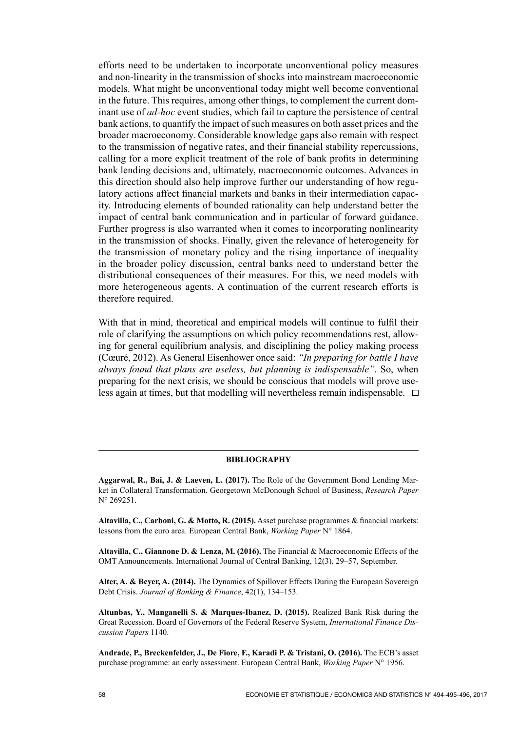efforts need to be undertaken to incorporate unconventional policy measures and non-linearity in the transmission of shocks into mainstream macroeconomic models. What might be unconventional today might well become conventional in the future. This requires, among other things, to complement the current dominant use of *ad-hoc* event studies, which fail to capture the persistence of central bank actions, to quantify the impact of such measures on both asset prices and the broader macroeconomy. Considerable knowledge gaps also remain with respect to the transmission of negative rates, and their financial stability repercussions, calling for a more explicit treatment of the role of bank profits in determining bank lending decisions and, ultimately, macroeconomic outcomes. Advances in this direction should also help improve further our understanding of how regulatory actions affect financial markets and banks in their intermediation capacity. Introducing elements of bounded rationality can help understand better the impact of central bank communication and in particular of forward guidance. Further progress is also warranted when it comes to incorporating nonlinearity in the transmission of shocks. Finally, given the relevance of heterogeneity for the transmission of monetary policy and the rising importance of inequality in the broader policy discussion, central banks need to understand better the distributional consequences of their measures. For this, we need models with more heterogeneous agents. A continuation of the current research efforts is therefore required.

With that in mind, theoretical and empirical models will continue to fulfil their role of clarifying the assumptions on which policy recommendations rest, allowing for general equilibrium analysis, and disciplining the policy making process (Cœuré, 2012). As General Eisenhower once said: *"In preparing for battle I have always found that plans are useless, but planning is indispensable"*. So, when preparing for the next crisis, we should be conscious that models will prove useless again at times, but that modelling will nevertheless remain indispensable. □

## BIBLIOGRAPHY

**Aggarwal, R., Bai, J. & Laeven, L. (2017).** The Role of the Government Bond Lending Market in Collateral Transformation. Georgetown McDonough School of Business, *Research Paper* N° 269251.

**Altavilla, C., Carboni, G. & Motto, R. (2015).** Asset purchase programmes & financial markets: lessons from the euro area. European Central Bank, *Working Paper* N° 1864.

**Altavilla, C., Giannone D. & Lenza, M. (2016).** The Financial & Macroeconomic Effects of the OMT Announcements. International Journal of Central Banking, 12(3), 29–57, September.

**Alter, A. & Beyer, A. (2014).** The Dynamics of Spillover Effects During the European Sovereign Debt Crisis. *Journal of Banking & Finance*, 42(1), 134–153.

**Altunbas, Y., Manganelli S. & Marques-Ibanez, D. (2015).** Realized Bank Risk during the Great Recession. Board of Governors of the Federal Reserve System, *International Finance Discussion Papers* 1140.

**Andrade, P., Breckenfelder, J., De Fiore, F., Karadi P. & Tristani, O. (2016).** The ECB's asset purchase programme: an early assessment. European Central Bank, *Working Paper* N° 1956.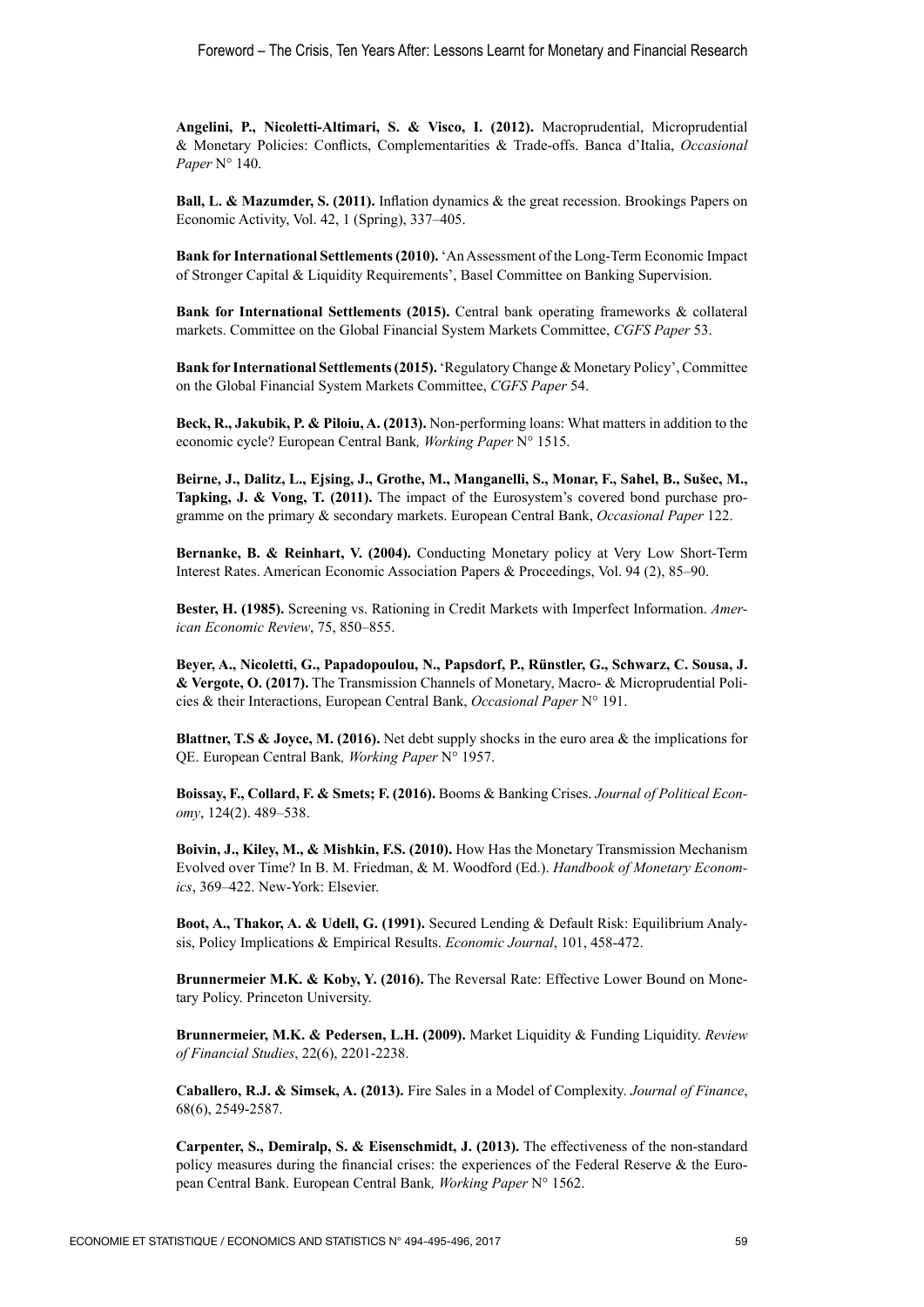**Angelini, P., Nicoletti-Altimari, S. & Visco, I. (2012).** Macroprudential, Microprudential & Monetary Policies: Conflicts, Complementarities & Trade-offs. Banca d'Italia, *Occasional Paper* N° 140.

**Ball, L. & Mazumder, S. (2011).** Inflation dynamics & the great recession. Brookings Papers on Economic Activity, Vol. 42, 1 (Spring), 337–405.

**Bank for International Settlements (2010).** 'An Assessment of the Long-Term Economic Impact of Stronger Capital & Liquidity Requirements', Basel Committee on Banking Supervision.

**Bank for International Settlements (2015).** Central bank operating frameworks & collateral markets. Committee on the Global Financial System Markets Committee, *CGFS Paper* 53.

**Bank for International Settlements (2015).** 'Regulatory Change & Monetary Policy', Committee on the Global Financial System Markets Committee, *CGFS Paper* 54.

**Beck, R., Jakubik, P. & Piloiu, A. (2013).** Non-performing loans: What matters in addition to the economic cycle? European Central Bank*, Working Paper* N° 1515.

**Beirne, J., Dalitz, L., Ejsing, J., Grothe, M., Manganelli, S., Monar, F., Sahel, B., Sušec, M., Tapking, J. & Vong, T. (2011).** The impact of the Eurosystem's covered bond purchase programme on the primary & secondary markets. European Central Bank, *Occasional Paper* 122.

**Bernanke, B. & Reinhart, V. (2004).** Conducting Monetary policy at Very Low Short-Term Interest Rates. American Economic Association Papers & Proceedings, Vol. 94 (2), 85–90.

**Bester, H. (1985).** Screening vs. Rationing in Credit Markets with Imperfect Information. *American Economic Review*, 75, 850–855.

**Beyer, A., Nicoletti, G., Papadopoulou, N., Papsdorf, P., Rünstler, G., Schwarz, C. Sousa, J. & Vergote, O. (2017).** The Transmission Channels of Monetary, Macro- & Microprudential Policies & their Interactions, European Central Bank, *Occasional Paper* N° 191.

**Blattner, T.S & Joyce, M. (2016).** Net debt supply shocks in the euro area & the implications for QE. European Central Bank*, Working Paper* N° 1957.

**Boissay, F., Collard, F. & Smets; F. (2016).** Booms & Banking Crises. *Journal of Political Economy*, 124(2). 489–538.

**Boivin, J., Kiley, M., & Mishkin, F.S. (2010).** How Has the Monetary Transmission Mechanism Evolved over Time? In B. M. Friedman, & M. Woodford (Ed.). *Handbook of Monetary Economics*, 369–422. New-York: Elsevier.

**Boot, A., Thakor, A. & Udell, G. (1991).** Secured Lending & Default Risk: Equilibrium Analysis, Policy Implications & Empirical Results. *Economic Journal*, 101, 458-472.

**Brunnermeier M.K. & Koby, Y. (2016).** The Reversal Rate: Effective Lower Bound on Monetary Policy. Princeton University.

**Brunnermeier, M.K. & Pedersen, L.H. (2009).** Market Liquidity & Funding Liquidity. *Review of Financial Studies*, 22(6), 2201-2238.

**Caballero, R.J. & Simsek, A. (2013).** Fire Sales in a Model of Complexity. *Journal of Finance*, 68(6), 2549-2587.

**Carpenter, S., Demiralp, S. & Eisenschmidt, J. (2013).** The effectiveness of the non-standard policy measures during the financial crises: the experiences of the Federal Reserve & the European Central Bank. European Central Bank*, Working Paper* N° 1562.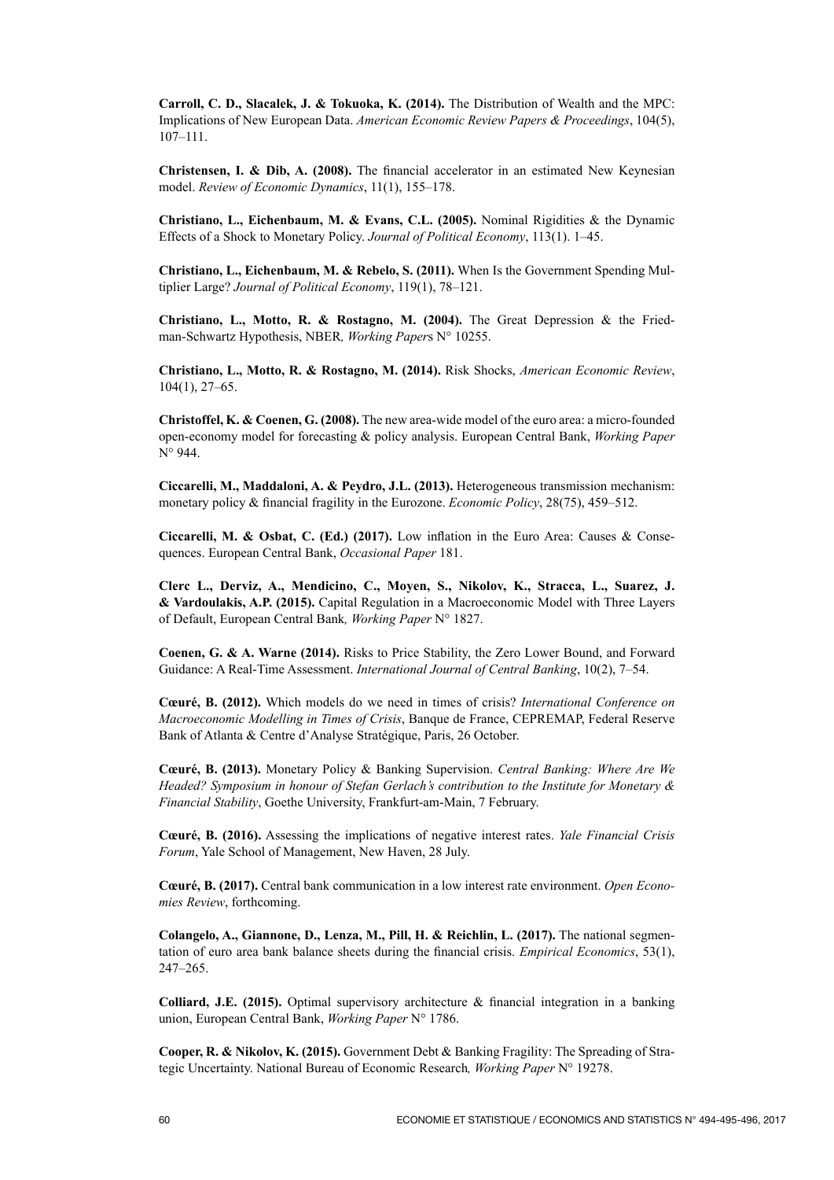**Carroll, C. D., Slacalek, J. & Tokuoka, K. (2014).** The Distribution of Wealth and the MPC: Implications of New European Data. *American Economic Review Papers & Proceedings*, 104(5), 107–111.

**Christensen, I. & Dib, A. (2008).** The financial accelerator in an estimated New Keynesian model. *Review of Economic Dynamics*, 11(1), 155–178.

**Christiano, L., Eichenbaum, M. & Evans, C.L. (2005).** Nominal Rigidities & the Dynamic Effects of a Shock to Monetary Policy. *Journal of Political Economy*, 113(1). 1–45.

**Christiano, L., Eichenbaum, M. & Rebelo, S. (2011).** When Is the Government Spending Multiplier Large? *Journal of Political Economy*, 119(1), 78–121.

**Christiano, L., Motto, R. & Rostagno, M. (2004).** The Great Depression & the Friedman-Schwartz Hypothesis, NBER*, Working Paper*s N° 10255.

**Christiano, L., Motto, R. & Rostagno, M. (2014).** Risk Shocks, *American Economic Review*, 104(1), 27–65.

**Christoffel, K. & Coenen, G. (2008).** The new area-wide model of the euro area: a micro-founded open-economy model for forecasting & policy analysis. European Central Bank, *Working Paper* N° 944.

**Ciccarelli, M., Maddaloni, A. & Peydro, J.L. (2013).** Heterogeneous transmission mechanism: monetary policy & financial fragility in the Eurozone. *Economic Policy*, 28(75), 459–512.

**Ciccarelli, M. & Osbat, C. (Ed.) (2017).** Low inflation in the Euro Area: Causes & Consequences. European Central Bank, *Occasional Paper* 181.

**Clerc L., Derviz, A., Mendicino, C., Moyen, S., Nikolov, K., Stracca, L., Suarez, J. & Vardoulakis, A.P. (2015).** Capital Regulation in a Macroeconomic Model with Three Layers of Default, European Central Bank*, Working Paper* N° 1827.

**Coenen, G. & A. Warne (2014).** Risks to Price Stability, the Zero Lower Bound, and Forward Guidance: A Real-Time Assessment. *International Journal of Central Banking*, 10(2), 7–54.

**Cœuré, B. (2012).** Which models do we need in times of crisis? *International Conference on Macroeconomic Modelling in Times of Crisis*, Banque de France, CEPREMAP, Federal Reserve Bank of Atlanta & Centre d'Analyse Stratégique, Paris, 26 October.

**Cœuré, B. (2013).** Monetary Policy & Banking Supervision. *Central Banking: Where Are We Headed? Symposium in honour of Stefan Gerlach's contribution to the Institute for Monetary & Financial Stability*, Goethe University, Frankfurt-am-Main, 7 February.

**Cœuré, B. (2016).** Assessing the implications of negative interest rates. *Yale Financial Crisis Forum*, Yale School of Management, New Haven, 28 July.

**Cœuré, B. (2017).** Central bank communication in a low interest rate environment. *Open Economies Review*, forthcoming.

**Colangelo, A., Giannone, D., Lenza, M., Pill, H. & Reichlin, L. (2017).** The national segmentation of euro area bank balance sheets during the financial crisis. *Empirical Economics*, 53(1), 247–265.

**Colliard, J.E. (2015).** Optimal supervisory architecture & financial integration in a banking union, European Central Bank, *Working Paper* N° 1786.

**Cooper, R. & Nikolov, K. (2015).** Government Debt & Banking Fragility: The Spreading of Strategic Uncertainty. National Bureau of Economic Research*, Working Paper* N° 19278.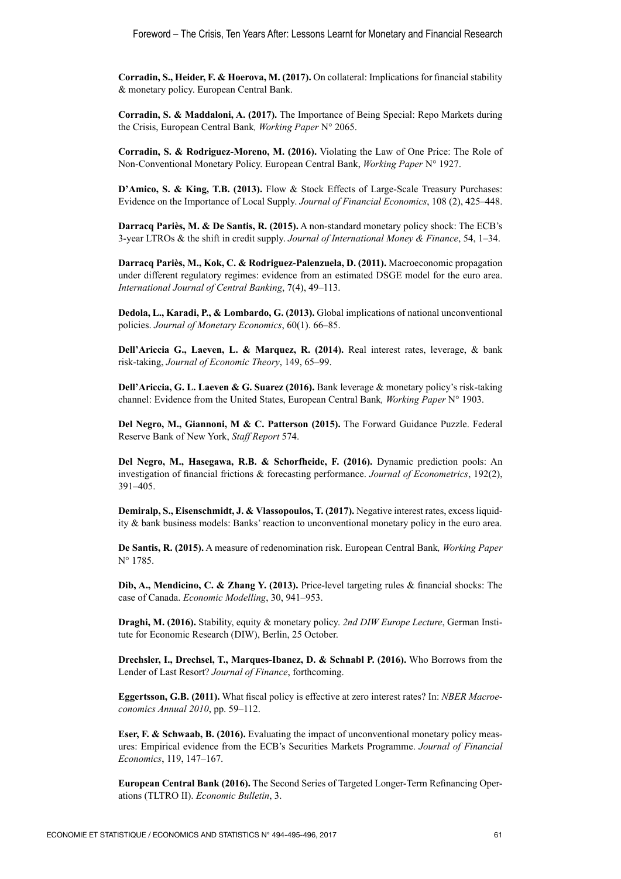**Corradin, S., Heider, F. & Hoerova, M. (2017).** On collateral: Implications for financial stability & monetary policy. European Central Bank.

**Corradin, S. & Maddaloni, A. (2017).** The Importance of Being Special: Repo Markets during the Crisis, European Central Bank*, Working Paper* N° 2065.

**Corradin, S. & Rodriguez-Moreno, M. (2016).** Violating the Law of One Price: The Role of Non-Conventional Monetary Policy. European Central Bank, *Working Paper* N° 1927.

**D'Amico, S. & King, T.B. (2013).** Flow & Stock Effects of Large-Scale Treasury Purchases: Evidence on the Importance of Local Supply. *Journal of Financial Economics*, 108 (2), 425–448.

**Darracq Pariès, M. & De Santis, R. (2015).** A non-standard monetary policy shock: The ECB's 3-year LTROs & the shift in credit supply. *Journal of International Money & Finance*, 54, 1–34.

**Darracq Pariès, M., Kok, C. & Rodriguez-Palenzuela, D. (2011).** Macroeconomic propagation under different regulatory regimes: evidence from an estimated DSGE model for the euro area. *International Journal of Central Banking*, 7(4), 49–113.

**Dedola, L., Karadi, P., & Lombardo, G. (2013).** Global implications of national unconventional policies. *Journal of Monetary Economics*, 60(1). 66–85.

**Dell'Ariccia G., Laeven, L. & Marquez, R. (2014).** Real interest rates, leverage, & bank risk-taking, *Journal of Economic Theory*, 149, 65–99.

**Dell'Ariccia, G. L. Laeven & G. Suarez (2016).** Bank leverage & monetary policy's risk-taking channel: Evidence from the United States, European Central Bank*, Working Paper* N° 1903.

**Del Negro, M., Giannoni, M & C. Patterson (2015).** The Forward Guidance Puzzle. Federal Reserve Bank of New York, *Staff Report* 574.

**Del Negro, M., Hasegawa, R.B. & Schorfheide, F. (2016).** Dynamic prediction pools: An investigation of financial frictions & forecasting performance. *Journal of Econometrics*, 192(2), 391–405.

**Demiralp, S., Eisenschmidt, J. & Vlassopoulos, T. (2017).** Negative interest rates, excess liquidity & bank business models: Banks' reaction to unconventional monetary policy in the euro area.

**De Santis, R. (2015).** A measure of redenomination risk. European Central Bank*, Working Paper* N° 1785.

**Dib, A., Mendicino, C. & Zhang Y. (2013).** Price-level targeting rules & financial shocks: The case of Canada. *Economic Modelling*, 30, 941–953.

**Draghi, M. (2016).** Stability, equity & monetary policy. *2nd DIW Europe Lecture*, German Institute for Economic Research (DIW), Berlin, 25 October.

**Drechsler, I., Drechsel, T., Marques-Ibanez, D. & Schnabl P. (2016).** Who Borrows from the Lender of Last Resort? *Journal of Finance*, forthcoming.

**Eggertsson, G.B. (2011).** What fiscal policy is effective at zero interest rates? In: *NBER Macroeconomics Annual 2010*, pp. 59–112.

**Eser, F. & Schwaab, B. (2016).** Evaluating the impact of unconventional monetary policy measures: Empirical evidence from the ECB's Securities Markets Programme. *Journal of Financial Economics*, 119, 147–167.

**European Central Bank (2016).** The Second Series of Targeted Longer-Term Refinancing Operations (TLTRO II). *Economic Bulletin*, 3.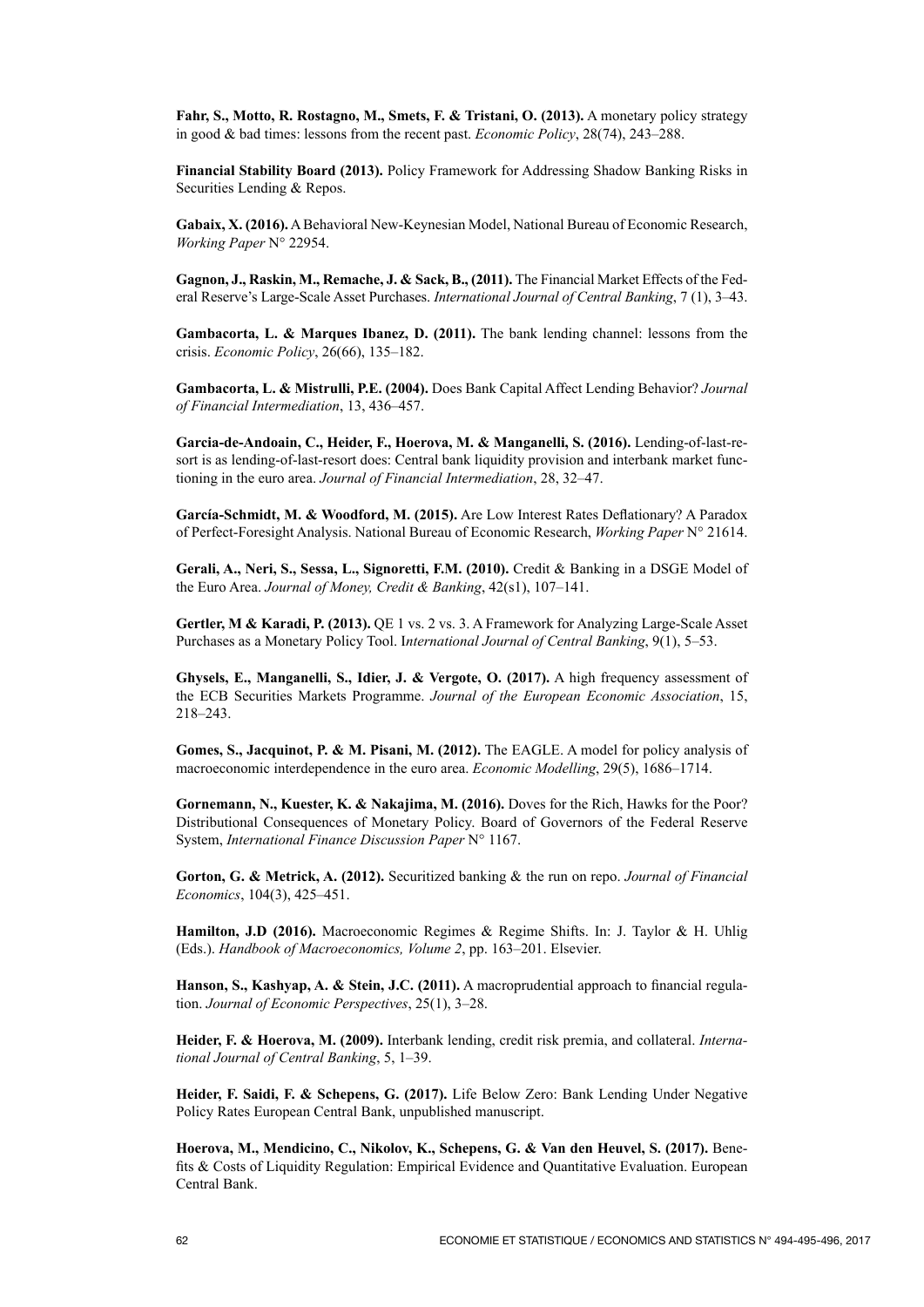**Fahr, S., Motto, R. Rostagno, M., Smets, F. & Tristani, O. (2013).** A monetary policy strategy in good & bad times: lessons from the recent past. *Economic Policy*, 28(74), 243–288.

**Financial Stability Board (2013).** Policy Framework for Addressing Shadow Banking Risks in Securities Lending & Repos.

**Gabaix, X. (2016).** A Behavioral New-Keynesian Model, National Bureau of Economic Research, *Working Paper* N° 22954.

**Gagnon, J., Raskin, M., Remache, J. & Sack, B., (2011).** The Financial Market Effects of the Federal Reserve's Large-Scale Asset Purchases. *International Journal of Central Banking*, 7 (1), 3–43.

**Gambacorta, L. & Marques Ibanez, D. (2011).** The bank lending channel: lessons from the crisis. *Economic Policy*, 26(66), 135–182.

**Gambacorta, L. & Mistrulli, P.E. (2004).** Does Bank Capital Affect Lending Behavior? *Journal of Financial Intermediation*, 13, 436–457.

**Garcia-de-Andoain, C., Heider, F., Hoerova, M. & Manganelli, S. (2016).** Lending-of-last-resort is as lending-of-last-resort does: Central bank liquidity provision and interbank market functioning in the euro area. *Journal of Financial Intermediation*, 28, 32–47.

**García-Schmidt, M. & Woodford, M. (2015).** Are Low Interest Rates Deflationary? A Paradox of Perfect-Foresight Analysis. National Bureau of Economic Research, *Working Paper* N° 21614.

**Gerali, A., Neri, S., Sessa, L., Signoretti, F.M. (2010).** Credit & Banking in a DSGE Model of the Euro Area. *Journal of Money, Credit & Banking*, 42(s1), 107–141.

**Gertler, M & Karadi, P. (2013).** QE 1 vs. 2 vs. 3. A Framework for Analyzing Large-Scale Asset Purchases as a Monetary Policy Tool. I*nternational Journal of Central Banking*, 9(1), 5–53.

**Ghysels, E., Manganelli, S., Idier, J. & Vergote, O. (2017).** A high frequency assessment of the ECB Securities Markets Programme. *Journal of the European Economic Association*, 15, 218–243.

**Gomes, S., Jacquinot, P. & M. Pisani, M. (2012).** The EAGLE. A model for policy analysis of macroeconomic interdependence in the euro area. *Economic Modelling*, 29(5), 1686–1714.

**Gornemann, N., Kuester, K. & Nakajima, M. (2016).** Doves for the Rich, Hawks for the Poor? Distributional Consequences of Monetary Policy. Board of Governors of the Federal Reserve System, *International Finance Discussion Paper* N° 1167.

**Gorton, G. & Metrick, A. (2012).** Securitized banking & the run on repo. *Journal of Financial Economics*, 104(3), 425–451.

**Hamilton, J.D (2016).** Macroeconomic Regimes & Regime Shifts. In: J. Taylor & H. Uhlig (Eds.). *Handbook of Macroeconomics, Volume 2*, pp. 163–201. Elsevier.

**Hanson, S., Kashyap, A. & Stein, J.C. (2011).** A macroprudential approach to financial regulation. *Journal of Economic Perspectives*, 25(1), 3–28.

**Heider, F. & Hoerova, M. (2009).** Interbank lending, credit risk premia, and collateral. *International Journal of Central Banking*, 5, 1–39.

**Heider, F. Saidi, F. & Schepens, G. (2017).** Life Below Zero: Bank Lending Under Negative Policy Rates European Central Bank, unpublished manuscript.

**Hoerova, M., Mendicino, C., Nikolov, K., Schepens, G. & Van den Heuvel, S. (2017).** Benefits & Costs of Liquidity Regulation: Empirical Evidence and Quantitative Evaluation. European Central Bank.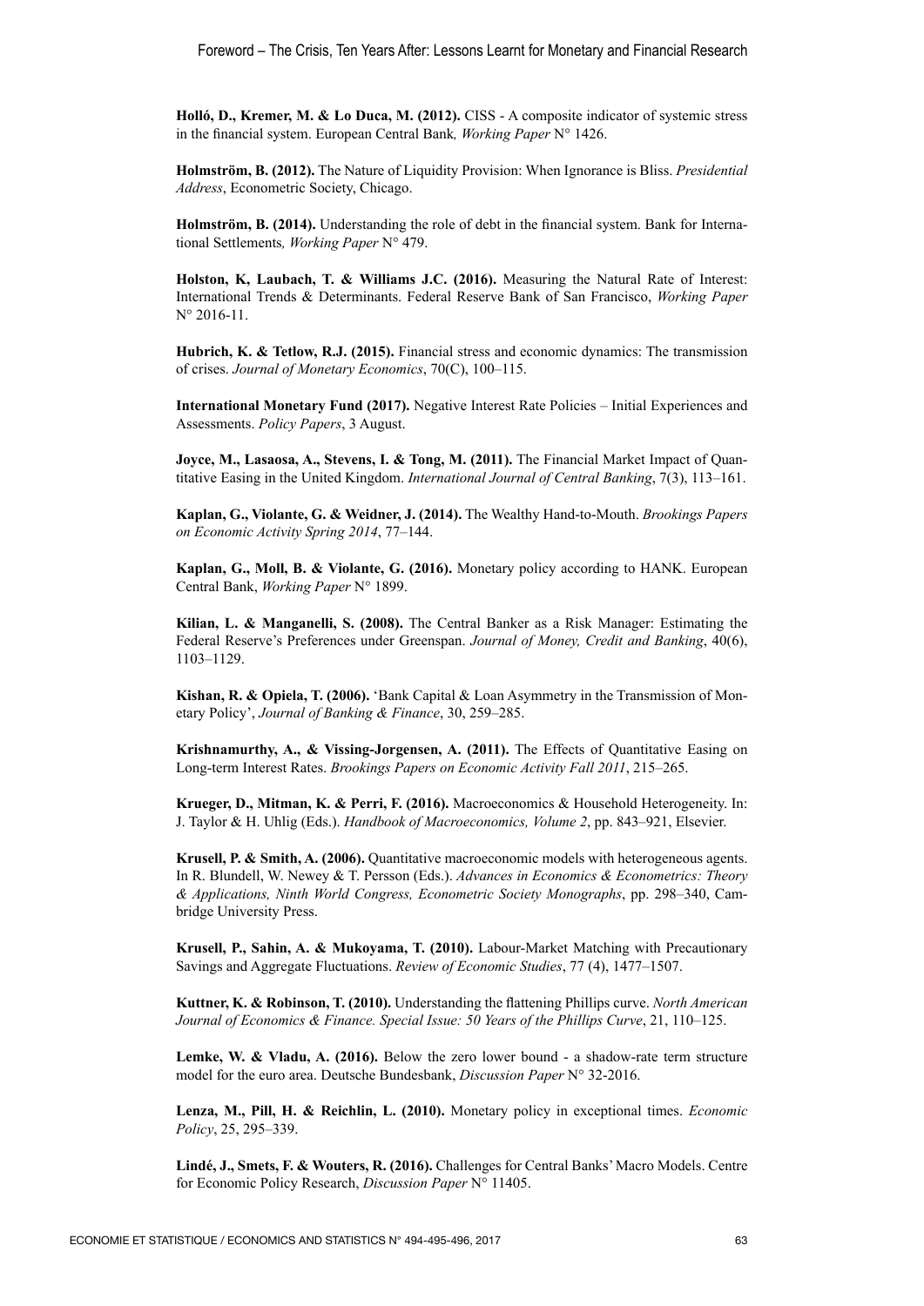**Holló, D., Kremer, M. & Lo Duca, M. (2012).** CISS - A composite indicator of systemic stress in the financial system. European Central Bank*, Working Paper* N° 1426.

**Holmström, B. (2012).** The Nature of Liquidity Provision: When Ignorance is Bliss. *Presidential Address*, Econometric Society, Chicago.

**Holmström, B. (2014).** Understanding the role of debt in the financial system. Bank for International Settlements*, Working Paper* N° 479.

**Holston, K, Laubach, T. & Williams J.C. (2016).** Measuring the Natural Rate of Interest: International Trends & Determinants. Federal Reserve Bank of San Francisco, *Working Paper* N° 2016-11.

**Hubrich, K. & Tetlow, R.J. (2015).** Financial stress and economic dynamics: The transmission of crises. *Journal of Monetary Economics*, 70(C), 100–115.

**International Monetary Fund (2017).** Negative Interest Rate Policies – Initial Experiences and Assessments. *Policy Papers*, 3 August.

**Joyce, M., Lasaosa, A., Stevens, I. & Tong, M. (2011).** The Financial Market Impact of Quantitative Easing in the United Kingdom. *International Journal of Central Banking*, 7(3), 113–161.

**Kaplan, G., Violante, G. & Weidner, J. (2014).** The Wealthy Hand-to-Mouth. *Brookings Papers on Economic Activity Spring 2014*, 77–144.

**Kaplan, G., Moll, B. & Violante, G. (2016).** Monetary policy according to HANK. European Central Bank, *Working Paper* N° 1899.

**Kilian, L. & Manganelli, S. (2008).** The Central Banker as a Risk Manager: Estimating the Federal Reserve's Preferences under Greenspan. *Journal of Money, Credit and Banking*, 40(6), 1103–1129.

**Kishan, R. & Opiela, T. (2006).** 'Bank Capital & Loan Asymmetry in the Transmission of Monetary Policy', *Journal of Banking & Finance*, 30, 259–285.

**Krishnamurthy, A., & Vissing-Jorgensen, A. (2011).** The Effects of Quantitative Easing on Long-term Interest Rates. *Brookings Papers on Economic Activity Fall 2011*, 215–265.

**Krueger, D., Mitman, K. & Perri, F. (2016).** Macroeconomics & Household Heterogeneity. In: J. Taylor & H. Uhlig (Eds.). *Handbook of Macroeconomics, Volume 2*, pp. 843–921, Elsevier.

**Krusell, P. & Smith, A. (2006).** Quantitative macroeconomic models with heterogeneous agents. In R. Blundell, W. Newey & T. Persson (Eds.). *Advances in Economics & Econometrics: Theory & Applications, Ninth World Congress, Econometric Society Monographs*, pp. 298–340, Cambridge University Press.

**Krusell, P., Sahin, A. & Mukoyama, T. (2010).** Labour-Market Matching with Precautionary Savings and Aggregate Fluctuations. *Review of Economic Studies*, 77 (4), 1477–1507.

**Kuttner, K. & Robinson, T. (2010).** Understanding the flattening Phillips curve. *North American Journal of Economics & Finance. Special Issue: 50 Years of the Phillips Curve*, 21, 110–125.

**Lemke, W. & Vladu, A. (2016).** Below the zero lower bound - a shadow-rate term structure model for the euro area. Deutsche Bundesbank, *Discussion Paper* N° 32-2016.

**Lenza, M., Pill, H. & Reichlin, L. (2010).** Monetary policy in exceptional times. *Economic Policy*, 25, 295–339.

**Lindé, J., Smets, F. & Wouters, R. (2016).** Challenges for Central Banks' Macro Models. Centre for Economic Policy Research, *Discussion Paper* N° 11405.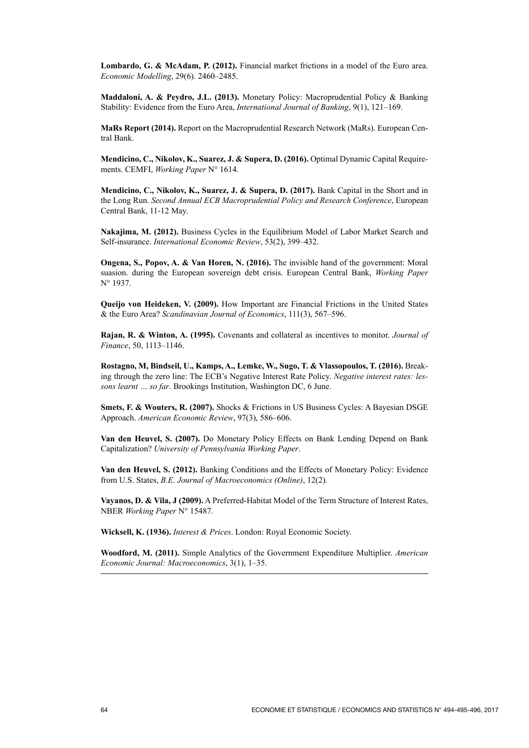**Lombardo, G. & McAdam, P. (2012).** Financial market frictions in a model of the Euro area. *Economic Modelling*, 29(6). 2460–2485.

**Maddaloni, A. & Peydro, J.L. (2013).** Monetary Policy: Macroprudential Policy & Banking Stability: Evidence from the Euro Area, *International Journal of Banking*, 9(1), 121–169.

**MaRs Report (2014).** Report on the Macroprudential Research Network (MaRs). European Central Bank.

**Mendicino, C., Nikolov, K., Suarez, J. & Supera, D. (2016).** Optimal Dynamic Capital Requirements. CEMFI, *Working Paper* N° 1614.

**Mendicino, C., Nikolov, K., Suarez, J. & Supera, D. (2017).** Bank Capital in the Short and in the Long Run. *Second Annual ECB Macroprudential Policy and Research Conference*, European Central Bank, 11-12 May.

**Nakajima, M. (2012).** Business Cycles in the Equilibrium Model of Labor Market Search and Self-insurance. *International Economic Review*, 53(2), 399–432.

**Ongena, S., Popov, A. & Van Horen, N. (2016).** The invisible hand of the government: Moral suasion. during the European sovereign debt crisis. European Central Bank, *Working Paper* N° 1937.

**Queijo von Heideken, V. (2009).** How Important are Financial Frictions in the United States & the Euro Area? *Scandinavian Journal of Economics*, 111(3), 567–596.

**Rajan, R. & Winton, A. (1995).** Covenants and collateral as incentives to monitor. *Journal of Finance*, 50, 1113–1146.

**Rostagno, M, Bindseil, U., Kamps, A., Lemke, W., Sugo, T. & Vlassopoulos, T. (2016).** Breaking through the zero line: The ECB's Negative Interest Rate Policy. *Negative interest rates: lessons learnt … so far*. Brookings Institution, Washington DC, 6 June.

**Smets, F. & Wouters, R. (2007).** Shocks & Frictions in US Business Cycles: A Bayesian DSGE Approach. *American Economic Review*, 97(3), 586–606.

**Van den Heuvel, S. (2007).** Do Monetary Policy Effects on Bank Lending Depend on Bank Capitalization? *University of Pennsylvania Working Paper*.

**Van den Heuvel, S. (2012).** Banking Conditions and the Effects of Monetary Policy: Evidence from U.S. States, *B.E. Journal of Macroeconomics (Online)*, 12(2).

**Vayanos, D. & Vila, J (2009).** A Preferred-Habitat Model of the Term Structure of Interest Rates, NBER *Working Paper* N° 15487.

**Wicksell, K. (1936).** *Interest & Prices*. London: Royal Economic Society.

**Woodford, M. (2011).** Simple Analytics of the Government Expenditure Multiplier. *American Economic Journal: Macroeconomics*, 3(1), 1–35.